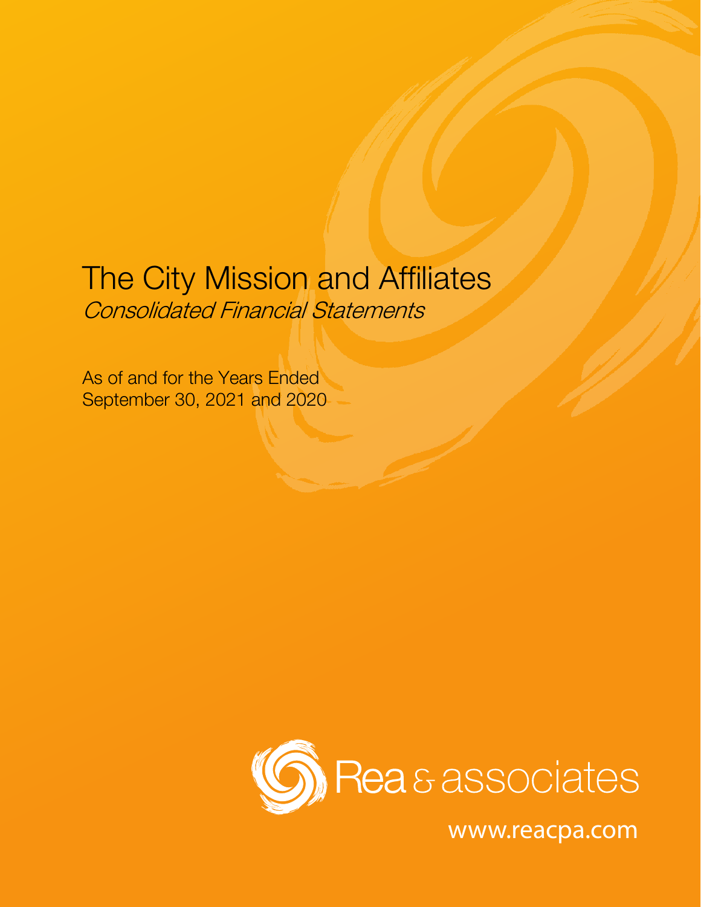# The City Mission and Affiliates

*Consolidated Financial Statements*

As of and for the Years Ended
September 30, 2021 and 2020

Rea & associates

www.reacpa.com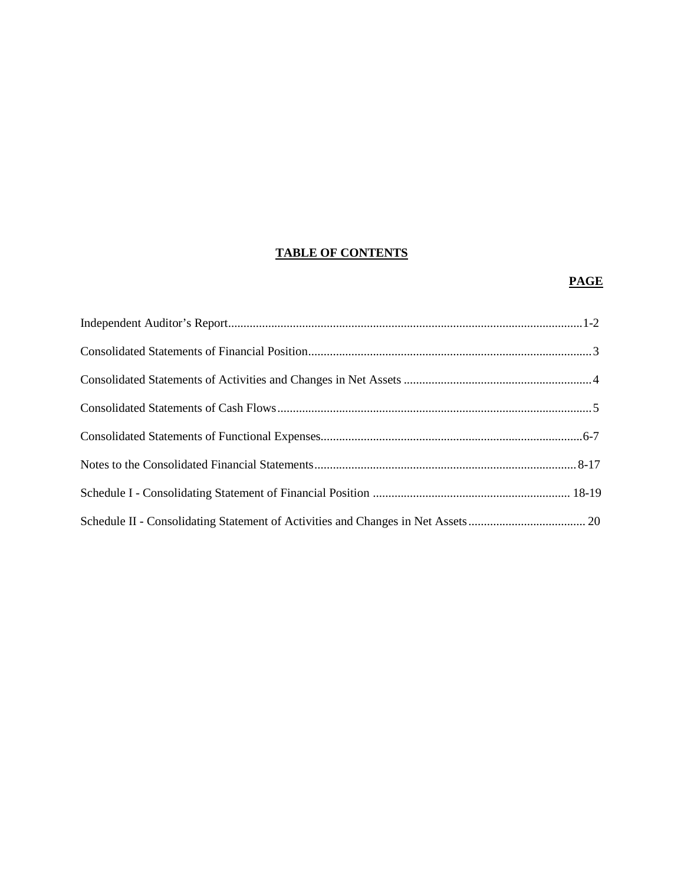# TABLE OF CONTENTS

| | PAGE |
|---|---|
| Independent Auditor's Report | 1-2 |
| Consolidated Statements of Financial Position | 3 |
| Consolidated Statements of Activities and Changes in Net Assets | 4 |
| Consolidated Statements of Cash Flows | 5 |
| Consolidated Statements of Functional Expenses | 6-7 |
| Notes to the Consolidated Financial Statements | 8-17 |
| Schedule I - Consolidating Statement of Financial Position | 18-19 |
| Schedule II - Consolidating Statement of Activities and Changes in Net Assets | 20 |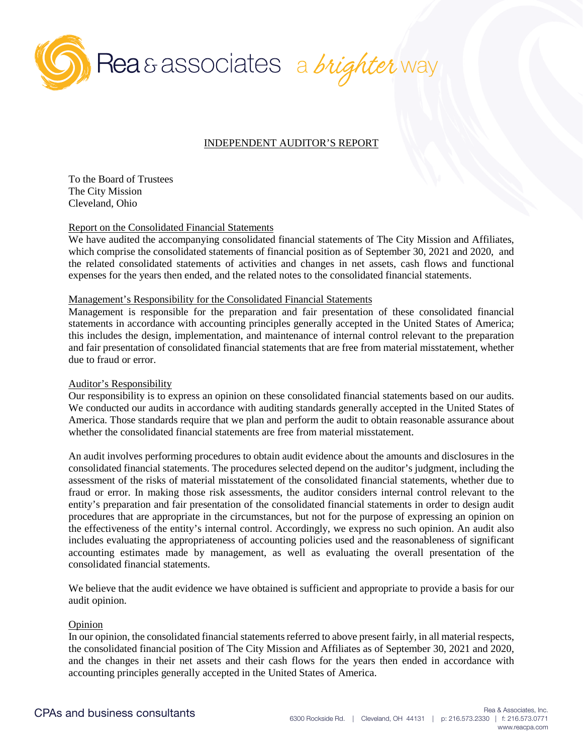# INDEPENDENT AUDITOR'S REPORT

To the Board of Trustees
The City Mission
Cleveland, Ohio

## Report on the Consolidated Financial Statements

We have audited the accompanying consolidated financial statements of The City Mission and Affiliates, which comprise the consolidated statements of financial position as of September 30, 2021 and 2020, and the related consolidated statements of activities and changes in net assets, cash flows and functional expenses for the years then ended, and the related notes to the consolidated financial statements.

## Management's Responsibility for the Consolidated Financial Statements

Management is responsible for the preparation and fair presentation of these consolidated financial statements in accordance with accounting principles generally accepted in the United States of America; this includes the design, implementation, and maintenance of internal control relevant to the preparation and fair presentation of consolidated financial statements that are free from material misstatement, whether due to fraud or error.

## Auditor's Responsibility

Our responsibility is to express an opinion on these consolidated financial statements based on our audits. We conducted our audits in accordance with auditing standards generally accepted in the United States of America. Those standards require that we plan and perform the audit to obtain reasonable assurance about whether the consolidated financial statements are free from material misstatement.

An audit involves performing procedures to obtain audit evidence about the amounts and disclosures in the consolidated financial statements. The procedures selected depend on the auditor's judgment, including the assessment of the risks of material misstatement of the consolidated financial statements, whether due to fraud or error. In making those risk assessments, the auditor considers internal control relevant to the entity's preparation and fair presentation of the consolidated financial statements in order to design audit procedures that are appropriate in the circumstances, but not for the purpose of expressing an opinion on the effectiveness of the entity's internal control. Accordingly, we express no such opinion. An audit also includes evaluating the appropriateness of accounting policies used and the reasonableness of significant accounting estimates made by management, as well as evaluating the overall presentation of the consolidated financial statements.

We believe that the audit evidence we have obtained is sufficient and appropriate to provide a basis for our audit opinion.

## Opinion

In our opinion, the consolidated financial statements referred to above present fairly, in all material respects, the consolidated financial position of The City Mission and Affiliates as of September 30, 2021 and 2020, and the changes in their net assets and their cash flows for the years then ended in accordance with accounting principles generally accepted in the United States of America.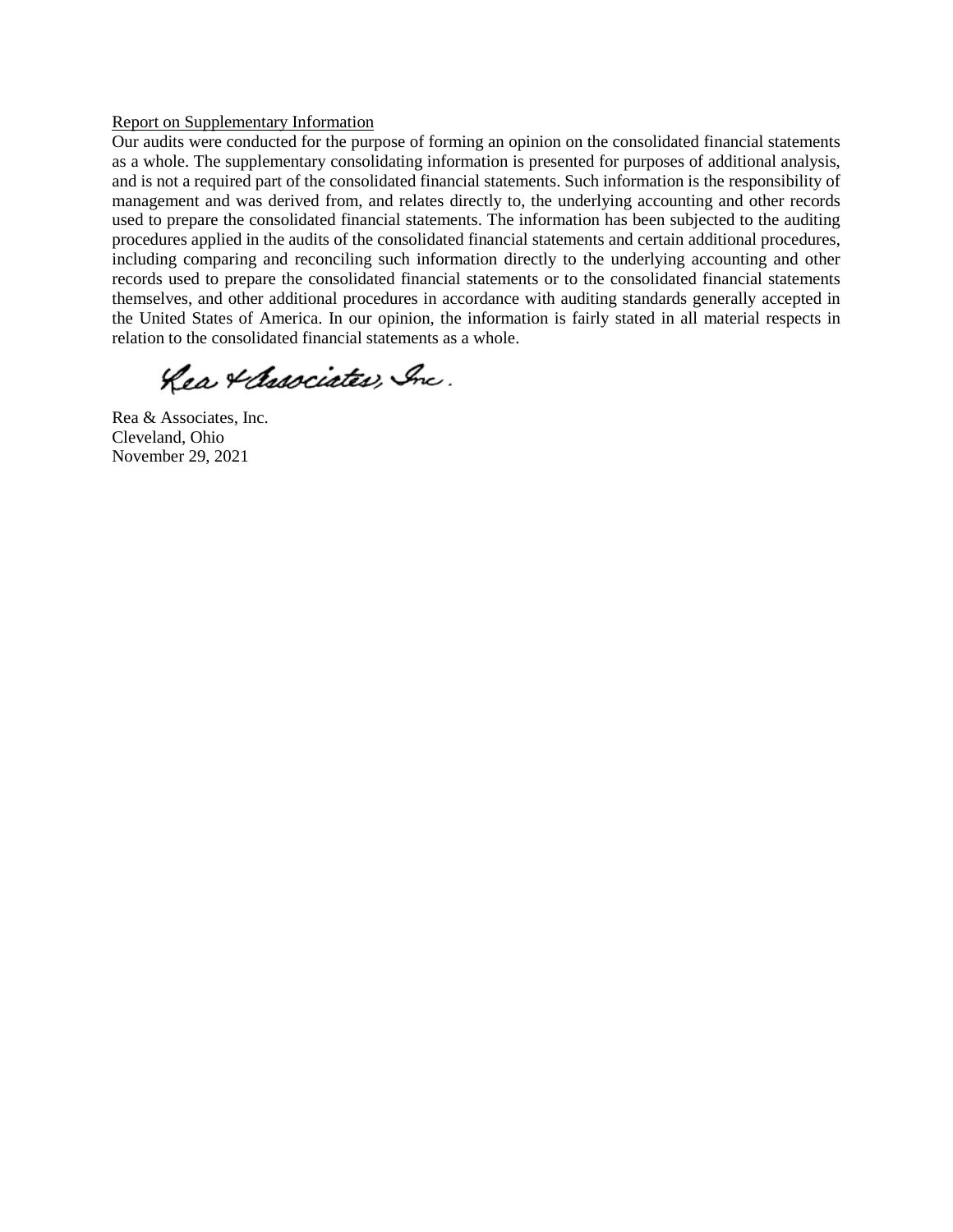Report on Supplementary Information

Our audits were conducted for the purpose of forming an opinion on the consolidated financial statements as a whole. The supplementary consolidating information is presented for purposes of additional analysis, and is not a required part of the consolidated financial statements. Such information is the responsibility of management and was derived from, and relates directly to, the underlying accounting and other records used to prepare the consolidated financial statements. The information has been subjected to the auditing procedures applied in the audits of the consolidated financial statements and certain additional procedures, including comparing and reconciling such information directly to the underlying accounting and other records used to prepare the consolidated financial statements or to the consolidated financial statements themselves, and other additional procedures in accordance with auditing standards generally accepted in the United States of America. In our opinion, the information is fairly stated in all material respects in relation to the consolidated financial statements as a whole.

*Rea & Associates, Inc.*

Rea & Associates, Inc.
Cleveland, Ohio
November 29, 2021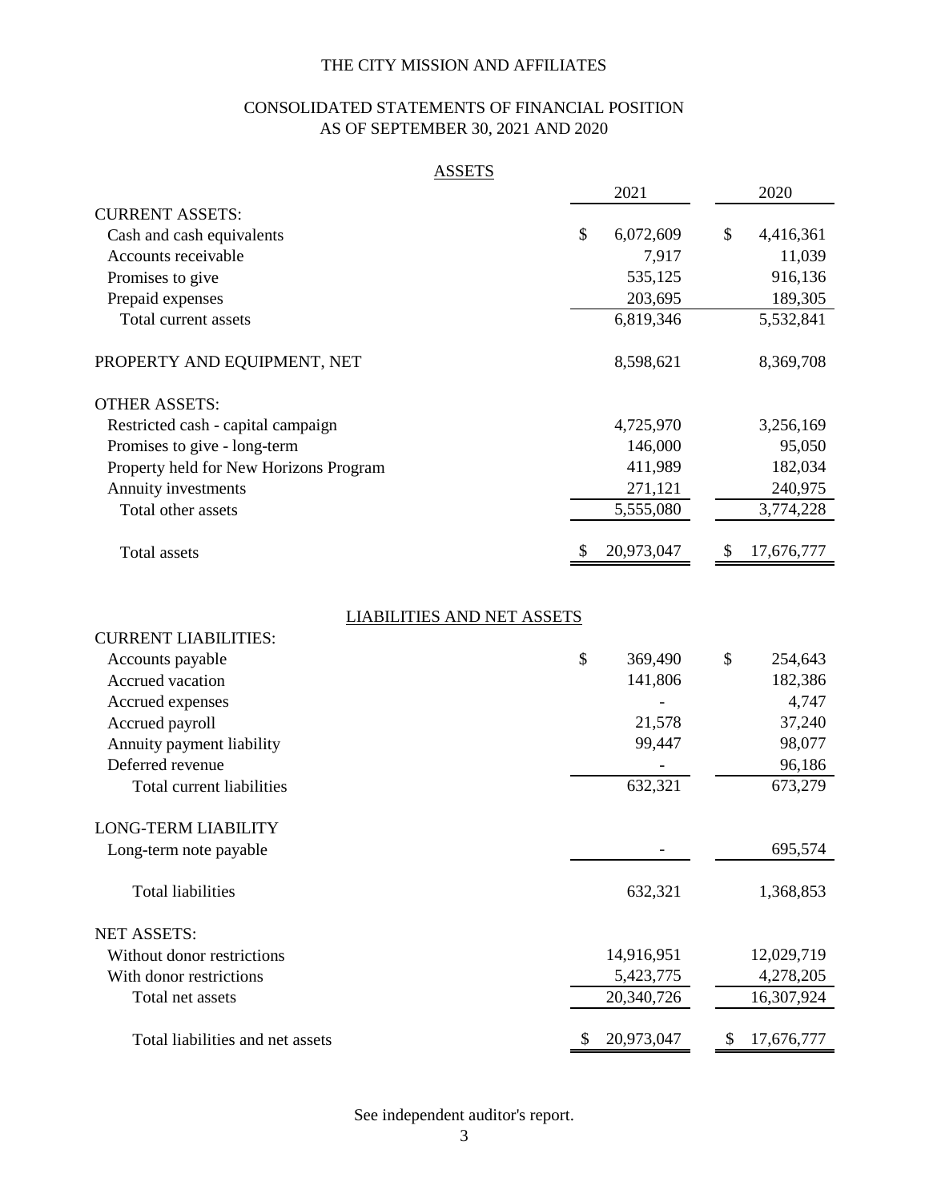# THE CITY MISSION AND AFFILIATES

## CONSOLIDATED STATEMENTS OF FINANCIAL POSITION
## AS OF SEPTEMBER 30, 2021 AND 2020

### ASSETS

| | 2021 | 2020 |
|---|---|---|
| CURRENT ASSETS: | | |
| Cash and cash equivalents | $ 6,072,609 | $ 4,416,361 |
| Accounts receivable | 7,917 | 11,039 |
| Promises to give | 535,125 | 916,136 |
| Prepaid expenses | 203,695 | 189,305 |
| Total current assets | 6,819,346 | 5,532,841 |
| PROPERTY AND EQUIPMENT, NET | 8,598,621 | 8,369,708 |
| OTHER ASSETS: | | |
| Restricted cash - capital campaign | 4,725,970 | 3,256,169 |
| Promises to give - long-term | 146,000 | 95,050 |
| Property held for New Horizons Program | 411,989 | 182,034 |
| Annuity investments | 271,121 | 240,975 |
| Total other assets | 5,555,080 | 3,774,228 |
| Total assets | $ 20,973,047 | $ 17,676,777 |

### LIABILITIES AND NET ASSETS

| | 2021 | 2020 |
|---|---|---|
| CURRENT LIABILITIES: | | |
| Accounts payable | $ 369,490 | $ 254,643 |
| Accrued vacation | 141,806 | 182,386 |
| Accrued expenses | - | 4,747 |
| Accrued payroll | 21,578 | 37,240 |
| Annuity payment liability | 99,447 | 98,077 |
| Deferred revenue | - | 96,186 |
| Total current liabilities | 632,321 | 673,279 |
| LONG-TERM LIABILITY | | |
| Long-term note payable | - | 695,574 |
| Total liabilities | 632,321 | 1,368,853 |
| NET ASSETS: | | |
| Without donor restrictions | 14,916,951 | 12,029,719 |
| With donor restrictions | 5,423,775 | 4,278,205 |
| Total net assets | 20,340,726 | 16,307,924 |
| Total liabilities and net assets | $ 20,973,047 | $ 17,676,777 |

See independent auditor's report.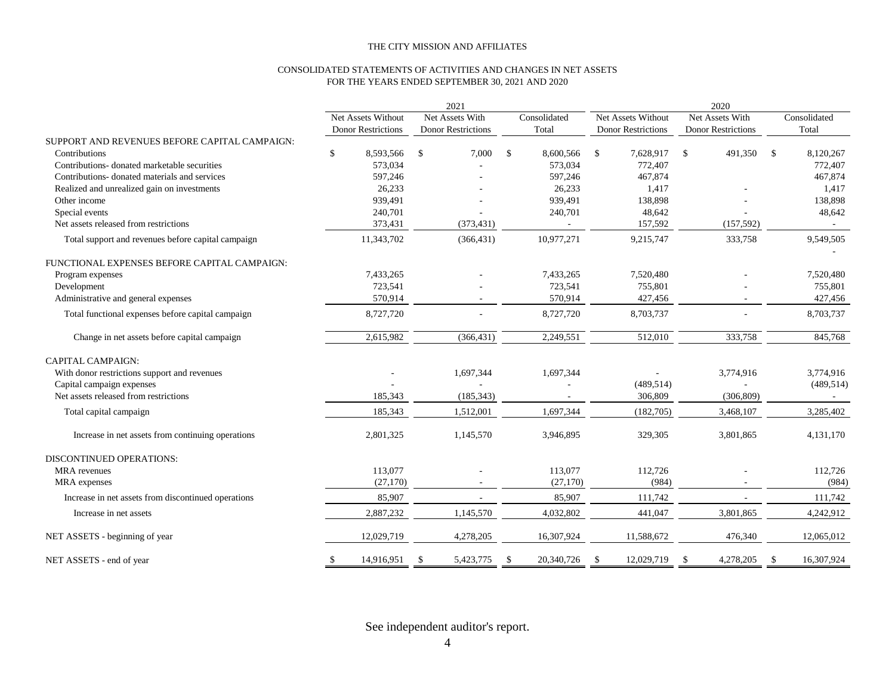THE CITY MISSION AND AFFILIATES

CONSOLIDATED STATEMENTS OF ACTIVITIES AND CHANGES IN NET ASSETS
FOR THE YEARS ENDED SEPTEMBER 30, 2021 AND 2020

| | 2021 | | | 2020 | | |
|---|---|---|---|---|---|---|
| | Net Assets Without Donor Restrictions | Net Assets With Donor Restrictions | Consolidated Total | Net Assets Without Donor Restrictions | Net Assets With Donor Restrictions | Consolidated Total |
| SUPPORT AND REVENUES BEFORE CAPITAL CAMPAIGN: | | | | | | |
| Contributions | $ 8,593,566 | $ 7,000 | $ 8,600,566 | $ 7,628,917 | $ 491,350 | $ 8,120,267 |
| Contributions- donated marketable securities | 573,034 | - | 573,034 | 772,407 | | 772,407 |
| Contributions- donated materials and services | 597,246 | - | 597,246 | 467,874 | | 467,874 |
| Realized and unrealized gain on investments | 26,233 | - | 26,233 | 1,417 | - | 1,417 |
| Other income | 939,491 | - | 939,491 | 138,898 | - | 138,898 |
| Special events | 240,701 | - | 240,701 | 48,642 | - | 48,642 |
| Net assets released from restrictions | 373,431 | (373,431) | - | 157,592 | (157,592) | - |
| Total support and revenues before capital campaign | 11,343,702 | (366,431) | 10,977,271 | 9,215,747 | 333,758 | 9,549,505 |
| | | | | | | - |
| FUNCTIONAL EXPENSES BEFORE CAPITAL CAMPAIGN: | | | | | | |
| Program expenses | 7,433,265 | - | 7,433,265 | 7,520,480 | - | 7,520,480 |
| Development | 723,541 | - | 723,541 | 755,801 | - | 755,801 |
| Administrative and general expenses | 570,914 | - | 570,914 | 427,456 | - | 427,456 |
| Total functional expenses before capital campaign | 8,727,720 | - | 8,727,720 | 8,703,737 | - | 8,703,737 |
| Change in net assets before capital campaign | 2,615,982 | (366,431) | 2,249,551 | 512,010 | 333,758 | 845,768 |
| CAPITAL CAMPAIGN: | | | | | | |
| With donor restrictions support and revenues | - | 1,697,344 | 1,697,344 | - | 3,774,916 | 3,774,916 |
| Capital campaign expenses | - | - | - | (489,514) | - | (489,514) |
| Net assets released from restrictions | 185,343 | (185,343) | - | 306,809 | (306,809) | - |
| Total capital campaign | 185,343 | 1,512,001 | 1,697,344 | (182,705) | 3,468,107 | 3,285,402 |
| Increase in net assets from continuing operations | 2,801,325 | 1,145,570 | 3,946,895 | 329,305 | 3,801,865 | 4,131,170 |
| DISCONTINUED OPERATIONS: | | | | | | |
| MRA revenues | 113,077 | - | 113,077 | 112,726 | - | 112,726 |
| MRA expenses | (27,170) | - | (27,170) | (984) | - | (984) |
| Increase in net assets from discontinued operations | 85,907 | - | 85,907 | 111,742 | - | 111,742 |
| Increase in net assets | 2,887,232 | 1,145,570 | 4,032,802 | 441,047 | 3,801,865 | 4,242,912 |
| NET ASSETS - beginning of year | 12,029,719 | 4,278,205 | 16,307,924 | 11,588,672 | 476,340 | 12,065,012 |
| NET ASSETS - end of year | $ 14,916,951 | $ 5,423,775 | $ 20,340,726 | $ 12,029,719 | $ 4,278,205 | $ 16,307,924 |

See independent auditor's report.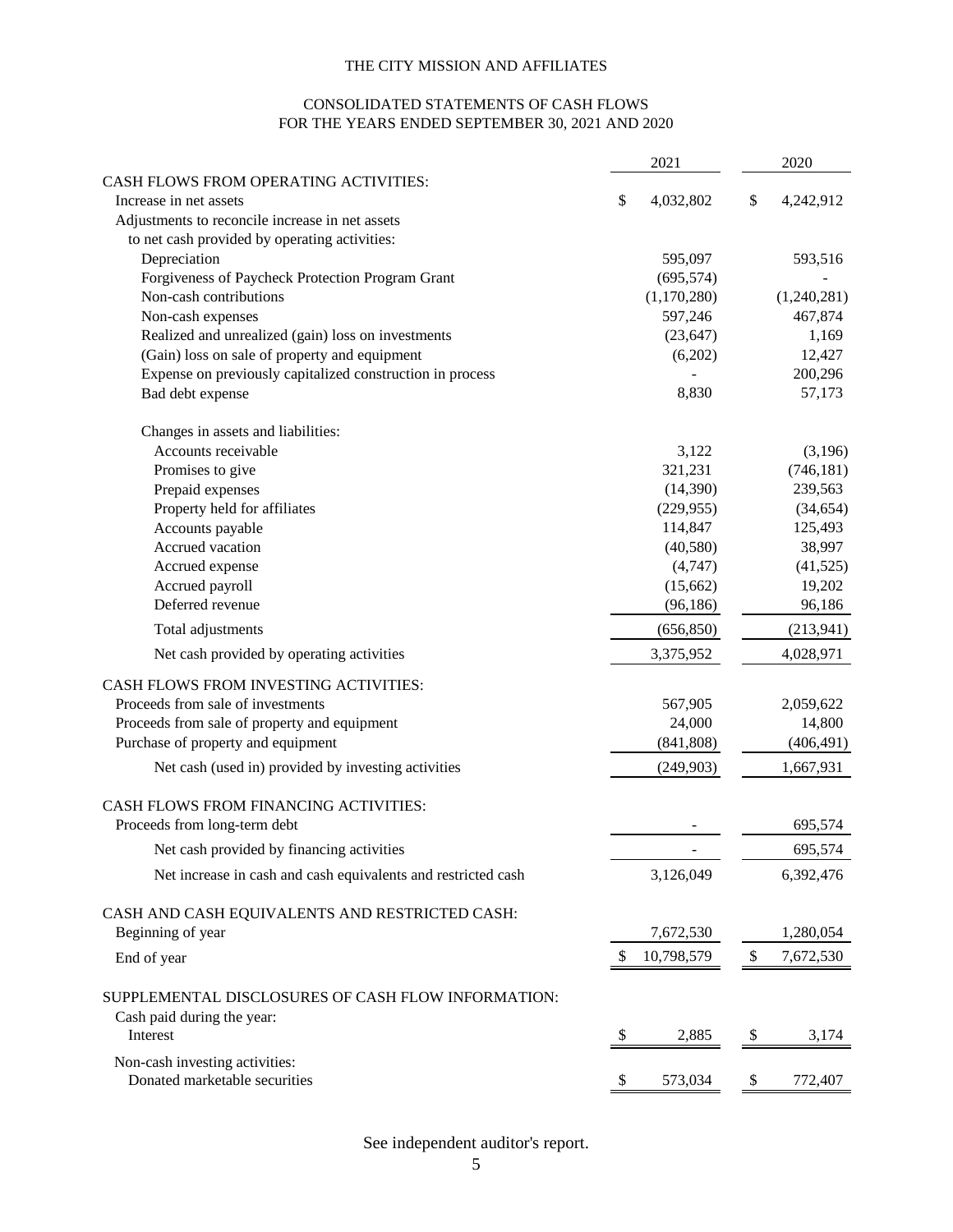# THE CITY MISSION AND AFFILIATES

## CONSOLIDATED STATEMENTS OF CASH FLOWS
## FOR THE YEARS ENDED SEPTEMBER 30, 2021 AND 2020

| | 2021 | 2020 |
|---|---|---|
| **CASH FLOWS FROM OPERATING ACTIVITIES:** | | |
| Increase in net assets | $ 4,032,802 | $ 4,242,912 |
| Adjustments to reconcile increase in net assets to net cash provided by operating activities: | | |
| Depreciation | 595,097 | 593,516 |
| Forgiveness of Paycheck Protection Program Grant | (695,574) | - |
| Non-cash contributions | (1,170,280) | (1,240,281) |
| Non-cash expenses | 597,246 | 467,874 |
| Realized and unrealized (gain) loss on investments | (23,647) | 1,169 |
| (Gain) loss on sale of property and equipment | (6,202) | 12,427 |
| Expense on previously capitalized construction in process | - | 200,296 |
| Bad debt expense | 8,830 | 57,173 |
| Changes in assets and liabilities: | | |
| Accounts receivable | 3,122 | (3,196) |
| Promises to give | 321,231 | (746,181) |
| Prepaid expenses | (14,390) | 239,563 |
| Property held for affiliates | (229,955) | (34,654) |
| Accounts payable | 114,847 | 125,493 |
| Accrued vacation | (40,580) | 38,997 |
| Accrued expense | (4,747) | (41,525) |
| Accrued payroll | (15,662) | 19,202 |
| Deferred revenue | (96,186) | 96,186 |
| Total adjustments | (656,850) | (213,941) |
| Net cash provided by operating activities | 3,375,952 | 4,028,971 |
| **CASH FLOWS FROM INVESTING ACTIVITIES:** | | |
| Proceeds from sale of investments | 567,905 | 2,059,622 |
| Proceeds from sale of property and equipment | 24,000 | 14,800 |
| Purchase of property and equipment | (841,808) | (406,491) |
| Net cash (used in) provided by investing activities | (249,903) | 1,667,931 |
| **CASH FLOWS FROM FINANCING ACTIVITIES:** | | |
| Proceeds from long-term debt | - | 695,574 |
| Net cash provided by financing activities | - | 695,574 |
| Net increase in cash and cash equivalents and restricted cash | 3,126,049 | 6,392,476 |
| **CASH AND CASH EQUIVALENTS AND RESTRICTED CASH:** | | |
| Beginning of year | 7,672,530 | 1,280,054 |
| End of year | $ 10,798,579 | $ 7,672,530 |
| **SUPPLEMENTAL DISCLOSURES OF CASH FLOW INFORMATION:** | | |
| Cash paid during the year: | | |
| Interest | $ 2,885 | $ 3,174 |
| Non-cash investing activities: | | |
| Donated marketable securities | $ 573,034 | $ 772,407 |

See independent auditor's report.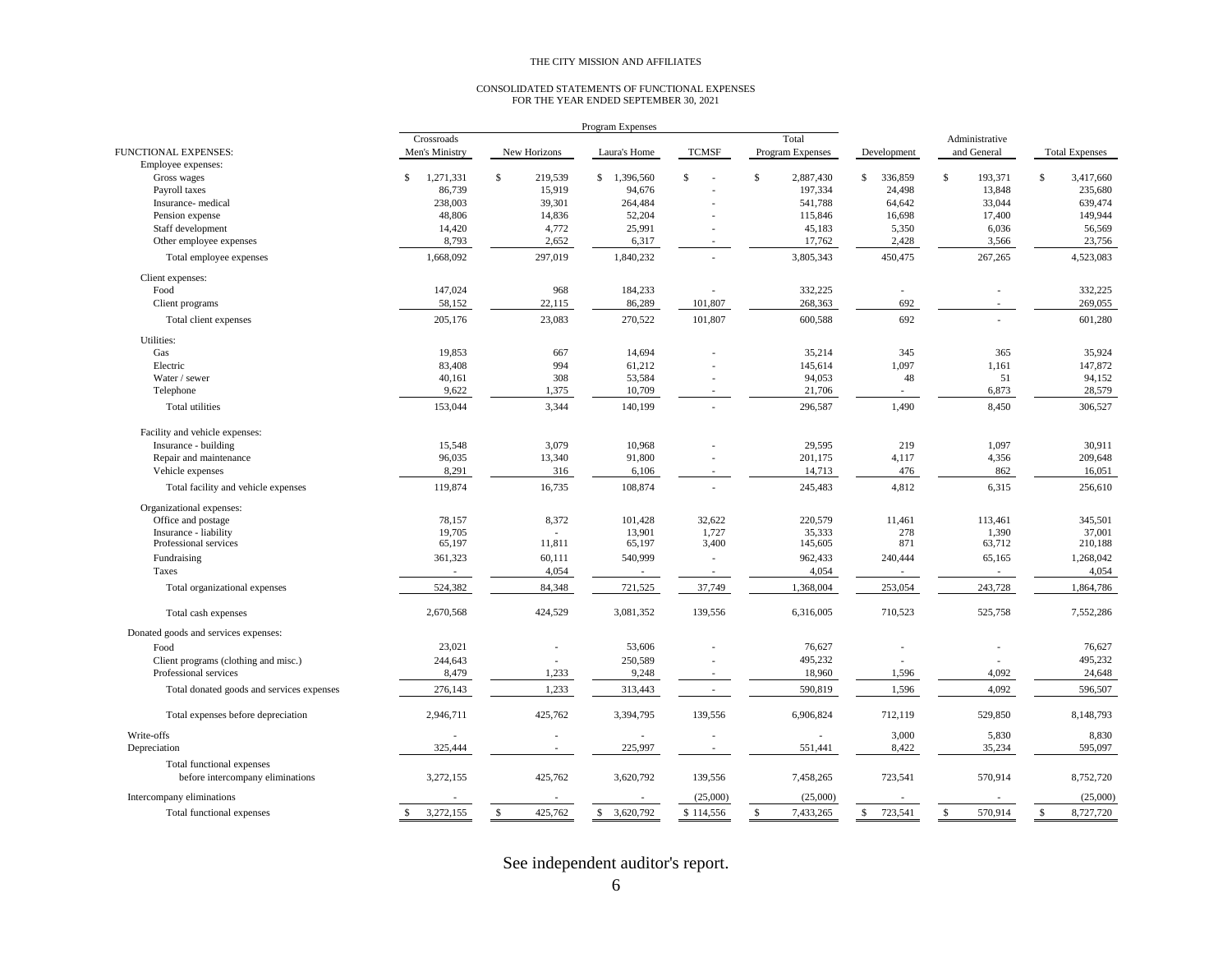THE CITY MISSION AND AFFILIATES

CONSOLIDATED STATEMENTS OF FUNCTIONAL EXPENSES
FOR THE YEAR ENDED SEPTEMBER 30, 2021

| | Program Expenses | | | | | | | |
|---|---|---|---|---|---|---|---|---|
| FUNCTIONAL EXPENSES: | Crossroads Men's Ministry | New Horizons | Laura's Home | TCMSF | Total Program Expenses | Development | Administrative and General | Total Expenses |
| Employee expenses: | | | | | | | | |
| Gross wages | $ 1,271,331 | $ 219,539 | $ 1,396,560 | $ - | $ 2,887,430 | $ 336,859 | $ 193,371 | $ 3,417,660 |
| Payroll taxes | 86,739 | 15,919 | 94,676 | - | 197,334 | 24,498 | 13,848 | 235,680 |
| Insurance- medical | 238,003 | 39,301 | 264,484 | - | 541,788 | 64,642 | 33,044 | 639,474 |
| Pension expense | 48,806 | 14,836 | 52,204 | - | 115,846 | 16,698 | 17,400 | 149,944 |
| Staff development | 14,420 | 4,772 | 25,991 | - | 45,183 | 5,350 | 6,036 | 56,569 |
| Other employee expenses | 8,793 | 2,652 | 6,317 | - | 17,762 | 2,428 | 3,566 | 23,756 |
| Total employee expenses | 1,668,092 | 297,019 | 1,840,232 | - | 3,805,343 | 450,475 | 267,265 | 4,523,083 |
| Client expenses: | | | | | | | | |
| Food | 147,024 | 968 | 184,233 | - | 332,225 | - | - | 332,225 |
| Client programs | 58,152 | 22,115 | 86,289 | 101,807 | 268,363 | 692 | - | 269,055 |
| Total client expenses | 205,176 | 23,083 | 270,522 | 101,807 | 600,588 | 692 | - | 601,280 |
| Utilities: | | | | | | | | |
| Gas | 19,853 | 667 | 14,694 | - | 35,214 | 345 | 365 | 35,924 |
| Electric | 83,408 | 994 | 61,212 | - | 145,614 | 1,097 | 1,161 | 147,872 |
| Water / sewer | 40,161 | 308 | 53,584 | - | 94,053 | 48 | 51 | 94,152 |
| Telephone | 9,622 | 1,375 | 10,709 | - | 21,706 | - | 6,873 | 28,579 |
| Total utilities | 153,044 | 3,344 | 140,199 | - | 296,587 | 1,490 | 8,450 | 306,527 |
| Facility and vehicle expenses: | | | | | | | | |
| Insurance - building | 15,548 | 3,079 | 10,968 | - | 29,595 | 219 | 1,097 | 30,911 |
| Repair and maintenance | 96,035 | 13,340 | 91,800 | - | 201,175 | 4,117 | 4,356 | 209,648 |
| Vehicle expenses | 8,291 | 316 | 6,106 | - | 14,713 | 476 | 862 | 16,051 |
| Total facility and vehicle expenses | 119,874 | 16,735 | 108,874 | - | 245,483 | 4,812 | 6,315 | 256,610 |
| Organizational expenses: | | | | | | | | |
| Office and postage | 78,157 | 8,372 | 101,428 | 32,622 | 220,579 | 11,461 | 113,461 | 345,501 |
| Insurance - liability | 19,705 | - | 13,901 | 1,727 | 35,333 | 278 | 1,390 | 37,001 |
| Professional services | 65,197 | 11,811 | 65,197 | 3,400 | 145,605 | 871 | 63,712 | 210,188 |
| Fundraising | 361,323 | 60,111 | 540,999 | - | 962,433 | 240,444 | 65,165 | 1,268,042 |
| Taxes | - | 4,054 | - | - | 4,054 | - | - | 4,054 |
| Total organizational expenses | 524,382 | 84,348 | 721,525 | 37,749 | 1,368,004 | 253,054 | 243,728 | 1,864,786 |
| Total cash expenses | 2,670,568 | 424,529 | 3,081,352 | 139,556 | 6,316,005 | 710,523 | 525,758 | 7,552,286 |
| Donated goods and services expenses: | | | | | | | | |
| Food | 23,021 | - | 53,606 | - | 76,627 | - | - | 76,627 |
| Client programs (clothing and misc.) | 244,643 | - | 250,589 | - | 495,232 | - | - | 495,232 |
| Professional services | 8,479 | 1,233 | 9,248 | - | 18,960 | 1,596 | 4,092 | 24,648 |
| Total donated goods and services expenses | 276,143 | 1,233 | 313,443 | - | 590,819 | 1,596 | 4,092 | 596,507 |
| Total expenses before depreciation | 2,946,711 | 425,762 | 3,394,795 | 139,556 | 6,906,824 | 712,119 | 529,850 | 8,148,793 |
| Write-offs | - | - | - | - | - | 3,000 | 5,830 | 8,830 |
| Depreciation | 325,444 | - | 225,997 | - | 551,441 | 8,422 | 35,234 | 595,097 |
| Total functional expenses before intercompany eliminations | 3,272,155 | 425,762 | 3,620,792 | 139,556 | 7,458,265 | 723,541 | 570,914 | 8,752,720 |
| Intercompany eliminations | - | - | - | (25,000) | (25,000) | - | - | (25,000) |
| Total functional expenses | $ 3,272,155 | $ 425,762 | $ 3,620,792 | $ 114,556 | $ 7,433,265 | $ 723,541 | $ 570,914 | $ 8,727,720 |

See independent auditor's report.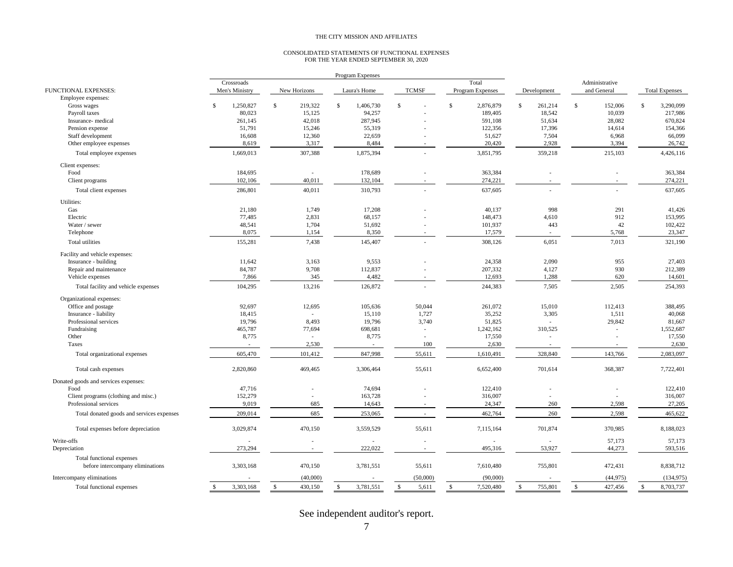THE CITY MISSION AND AFFILIATES

CONSOLIDATED STATEMENTS OF FUNCTIONAL EXPENSES
FOR THE YEAR ENDED SEPTEMBER 30, 2020

| | Program Expenses | | | | | | | |
|---|---|---|---|---|---|---|---|---|
| FUNCTIONAL EXPENSES: | Crossroads Men's Ministry | New Horizons | Laura's Home | TCMSF | Total Program Expenses | Development | Administrative and General | Total Expenses |
| Employee expenses: | | | | | | | | |
| Gross wages | $ 1,250,827 | $ 219,322 | $ 1,406,730 | $ - | $ 2,876,879 | $ 261,214 | $ 152,006 | $ 3,290,099 |
| Payroll taxes | 80,023 | 15,125 | 94,257 | - | 189,405 | 18,542 | 10,039 | 217,986 |
| Insurance- medical | 261,145 | 42,018 | 287,945 | - | 591,108 | 51,634 | 28,082 | 670,824 |
| Pension expense | 51,791 | 15,246 | 55,319 | - | 122,356 | 17,396 | 14,614 | 154,366 |
| Staff development | 16,608 | 12,360 | 22,659 | - | 51,627 | 7,504 | 6,968 | 66,099 |
| Other employee expenses | 8,619 | 3,317 | 8,484 | - | 20,420 | 2,928 | 3,394 | 26,742 |
| Total employee expenses | 1,669,013 | 307,388 | 1,875,394 | - | 3,851,795 | 359,218 | 215,103 | 4,426,116 |
| Client expenses: | | | | | | | | |
| Food | 184,695 | - | 178,689 | - | 363,384 | - | - | 363,384 |
| Client programs | 102,106 | 40,011 | 132,104 | - | 274,221 | - | - | 274,221 |
| Total client expenses | 286,801 | 40,011 | 310,793 | - | 637,605 | - | - | 637,605 |
| Utilities: | | | | | | | | |
| Gas | 21,180 | 1,749 | 17,208 | - | 40,137 | 998 | 291 | 41,426 |
| Electric | 77,485 | 2,831 | 68,157 | - | 148,473 | 4,610 | 912 | 153,995 |
| Water / sewer | 48,541 | 1,704 | 51,692 | - | 101,937 | 443 | 42 | 102,422 |
| Telephone | 8,075 | 1,154 | 8,350 | - | 17,579 | - | 5,768 | 23,347 |
| Total utilities | 155,281 | 7,438 | 145,407 | - | 308,126 | 6,051 | 7,013 | 321,190 |
| Facility and vehicle expenses: | | | | | | | | |
| Insurance - building | 11,642 | 3,163 | 9,553 | - | 24,358 | 2,090 | 955 | 27,403 |
| Repair and maintenance | 84,787 | 9,708 | 112,837 | - | 207,332 | 4,127 | 930 | 212,389 |
| Vehicle expenses | 7,866 | 345 | 4,482 | - | 12,693 | 1,288 | 620 | 14,601 |
| Total facility and vehicle expenses | 104,295 | 13,216 | 126,872 | - | 244,383 | 7,505 | 2,505 | 254,393 |
| Organizational expenses: | | | | | | | | |
| Office and postage | 92,697 | 12,695 | 105,636 | 50,044 | 261,072 | 15,010 | 112,413 | 388,495 |
| Insurance - liability | 18,415 | - | 15,110 | 1,727 | 35,252 | 3,305 | 1,511 | 40,068 |
| Professional services | 19,796 | 8,493 | 19,796 | 3,740 | 51,825 | - | 29,842 | 81,667 |
| Fundraising | 465,787 | 77,694 | 698,681 | - | 1,242,162 | 310,525 | - | 1,552,687 |
| Other | 8,775 | - | 8,775 | - | 17,550 | - | - | 17,550 |
| Taxes | - | 2,530 | - | 100 | 2,630 | - | - | 2,630 |
| Total organizational expenses | 605,470 | 101,412 | 847,998 | 55,611 | 1,610,491 | 328,840 | 143,766 | 2,083,097 |
| Total cash expenses | 2,820,860 | 469,465 | 3,306,464 | 55,611 | 6,652,400 | 701,614 | 368,387 | 7,722,401 |
| Donated goods and services expenses: | | | | | | | | |
| Food | 47,716 | - | 74,694 | - | 122,410 | - | - | 122,410 |
| Client programs (clothing and misc.) | 152,279 | - | 163,728 | - | 316,007 | - | - | 316,007 |
| Professional services | 9,019 | 685 | 14,643 | - | 24,347 | 260 | 2,598 | 27,205 |
| Total donated goods and services expenses | 209,014 | 685 | 253,065 | - | 462,764 | 260 | 2,598 | 465,622 |
| Total expenses before depreciation | 3,029,874 | 470,150 | 3,559,529 | 55,611 | 7,115,164 | 701,874 | 370,985 | 8,188,023 |
| Write-offs | - | - | - | - | - | - | 57,173 | 57,173 |
| Depreciation | 273,294 | - | 222,022 | - | 495,316 | 53,927 | 44,273 | 593,516 |
| Total functional expenses before intercompany eliminations | 3,303,168 | 470,150 | 3,781,551 | 55,611 | 7,610,480 | 755,801 | 472,431 | 8,838,712 |
| Intercompany eliminations | - | (40,000) | - | (50,000) | (90,000) | - | (44,975) | (134,975) |
| Total functional expenses | $ 3,303,168 | $ 430,150 | $ 3,781,551 | $ 5,611 | $ 7,520,480 | $ 755,801 | $ 427,456 | $ 8,703,737 |

See independent auditor's report.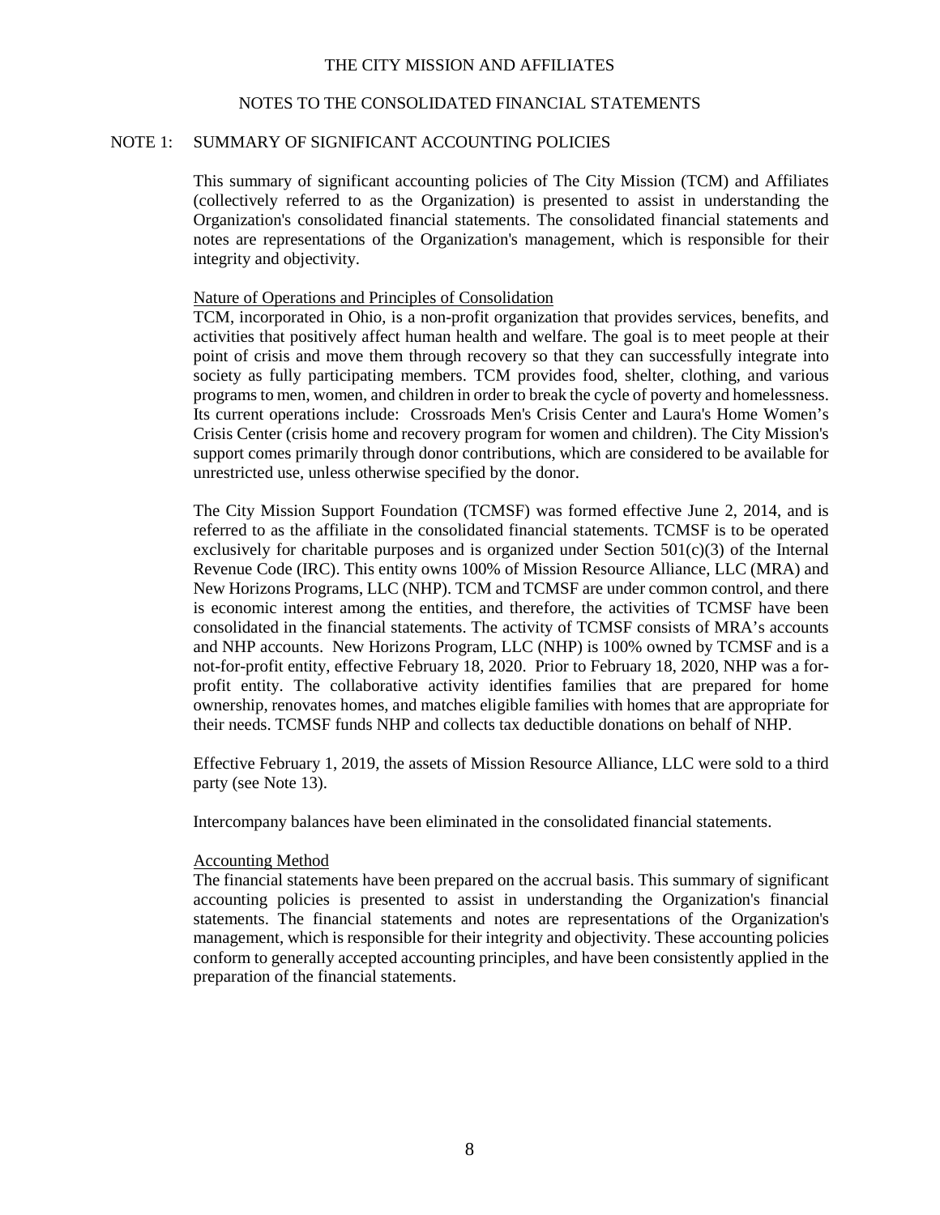# THE CITY MISSION AND AFFILIATES

## NOTES TO THE CONSOLIDATED FINANCIAL STATEMENTS

### NOTE 1: SUMMARY OF SIGNIFICANT ACCOUNTING POLICIES

This summary of significant accounting policies of The City Mission (TCM) and Affiliates (collectively referred to as the Organization) is presented to assist in understanding the Organization's consolidated financial statements. The consolidated financial statements and notes are representations of the Organization's management, which is responsible for their integrity and objectivity.

#### Nature of Operations and Principles of Consolidation

TCM, incorporated in Ohio, is a non-profit organization that provides services, benefits, and activities that positively affect human health and welfare. The goal is to meet people at their point of crisis and move them through recovery so that they can successfully integrate into society as fully participating members. TCM provides food, shelter, clothing, and various programs to men, women, and children in order to break the cycle of poverty and homelessness. Its current operations include: Crossroads Men's Crisis Center and Laura's Home Women's Crisis Center (crisis home and recovery program for women and children). The City Mission's support comes primarily through donor contributions, which are considered to be available for unrestricted use, unless otherwise specified by the donor.

The City Mission Support Foundation (TCMSF) was formed effective June 2, 2014, and is referred to as the affiliate in the consolidated financial statements. TCMSF is to be operated exclusively for charitable purposes and is organized under Section 501(c)(3) of the Internal Revenue Code (IRC). This entity owns 100% of Mission Resource Alliance, LLC (MRA) and New Horizons Programs, LLC (NHP). TCM and TCMSF are under common control, and there is economic interest among the entities, and therefore, the activities of TCMSF have been consolidated in the financial statements. The activity of TCMSF consists of MRA's accounts and NHP accounts. New Horizons Program, LLC (NHP) is 100% owned by TCMSF and is a not-for-profit entity, effective February 18, 2020. Prior to February 18, 2020, NHP was a for-profit entity. The collaborative activity identifies families that are prepared for home ownership, renovates homes, and matches eligible families with homes that are appropriate for their needs. TCMSF funds NHP and collects tax deductible donations on behalf of NHP.

Effective February 1, 2019, the assets of Mission Resource Alliance, LLC were sold to a third party (see Note 13).

Intercompany balances have been eliminated in the consolidated financial statements.

#### Accounting Method

The financial statements have been prepared on the accrual basis. This summary of significant accounting policies is presented to assist in understanding the Organization's financial statements. The financial statements and notes are representations of the Organization's management, which is responsible for their integrity and objectivity. These accounting policies conform to generally accepted accounting principles, and have been consistently applied in the preparation of the financial statements.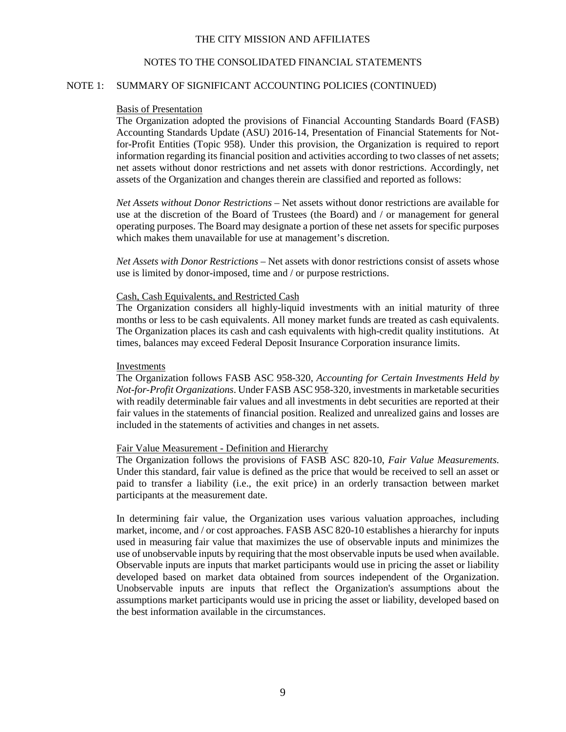THE CITY MISSION AND AFFILIATES

NOTES TO THE CONSOLIDATED FINANCIAL STATEMENTS

## NOTE 1: SUMMARY OF SIGNIFICANT ACCOUNTING POLICIES (CONTINUED)

### Basis of Presentation

The Organization adopted the provisions of Financial Accounting Standards Board (FASB) Accounting Standards Update (ASU) 2016-14, Presentation of Financial Statements for Not-for-Profit Entities (Topic 958). Under this provision, the Organization is required to report information regarding its financial position and activities according to two classes of net assets; net assets without donor restrictions and net assets with donor restrictions. Accordingly, net assets of the Organization and changes therein are classified and reported as follows:

*Net Assets without Donor Restrictions* – Net assets without donor restrictions are available for use at the discretion of the Board of Trustees (the Board) and / or management for general operating purposes. The Board may designate a portion of these net assets for specific purposes which makes them unavailable for use at management's discretion.

*Net Assets with Donor Restrictions* – Net assets with donor restrictions consist of assets whose use is limited by donor-imposed, time and / or purpose restrictions.

### Cash, Cash Equivalents, and Restricted Cash

The Organization considers all highly-liquid investments with an initial maturity of three months or less to be cash equivalents. All money market funds are treated as cash equivalents. The Organization places its cash and cash equivalents with high-credit quality institutions. At times, balances may exceed Federal Deposit Insurance Corporation insurance limits.

### Investments

The Organization follows FASB ASC 958-320, *Accounting for Certain Investments Held by Not-for-Profit Organizations*. Under FASB ASC 958-320, investments in marketable securities with readily determinable fair values and all investments in debt securities are reported at their fair values in the statements of financial position. Realized and unrealized gains and losses are included in the statements of activities and changes in net assets.

### Fair Value Measurement - Definition and Hierarchy

The Organization follows the provisions of FASB ASC 820-10, *Fair Value Measurements.* Under this standard, fair value is defined as the price that would be received to sell an asset or paid to transfer a liability (i.e., the exit price) in an orderly transaction between market participants at the measurement date.

In determining fair value, the Organization uses various valuation approaches, including market, income, and / or cost approaches. FASB ASC 820-10 establishes a hierarchy for inputs used in measuring fair value that maximizes the use of observable inputs and minimizes the use of unobservable inputs by requiring that the most observable inputs be used when available. Observable inputs are inputs that market participants would use in pricing the asset or liability developed based on market data obtained from sources independent of the Organization. Unobservable inputs are inputs that reflect the Organization's assumptions about the assumptions market participants would use in pricing the asset or liability, developed based on the best information available in the circumstances.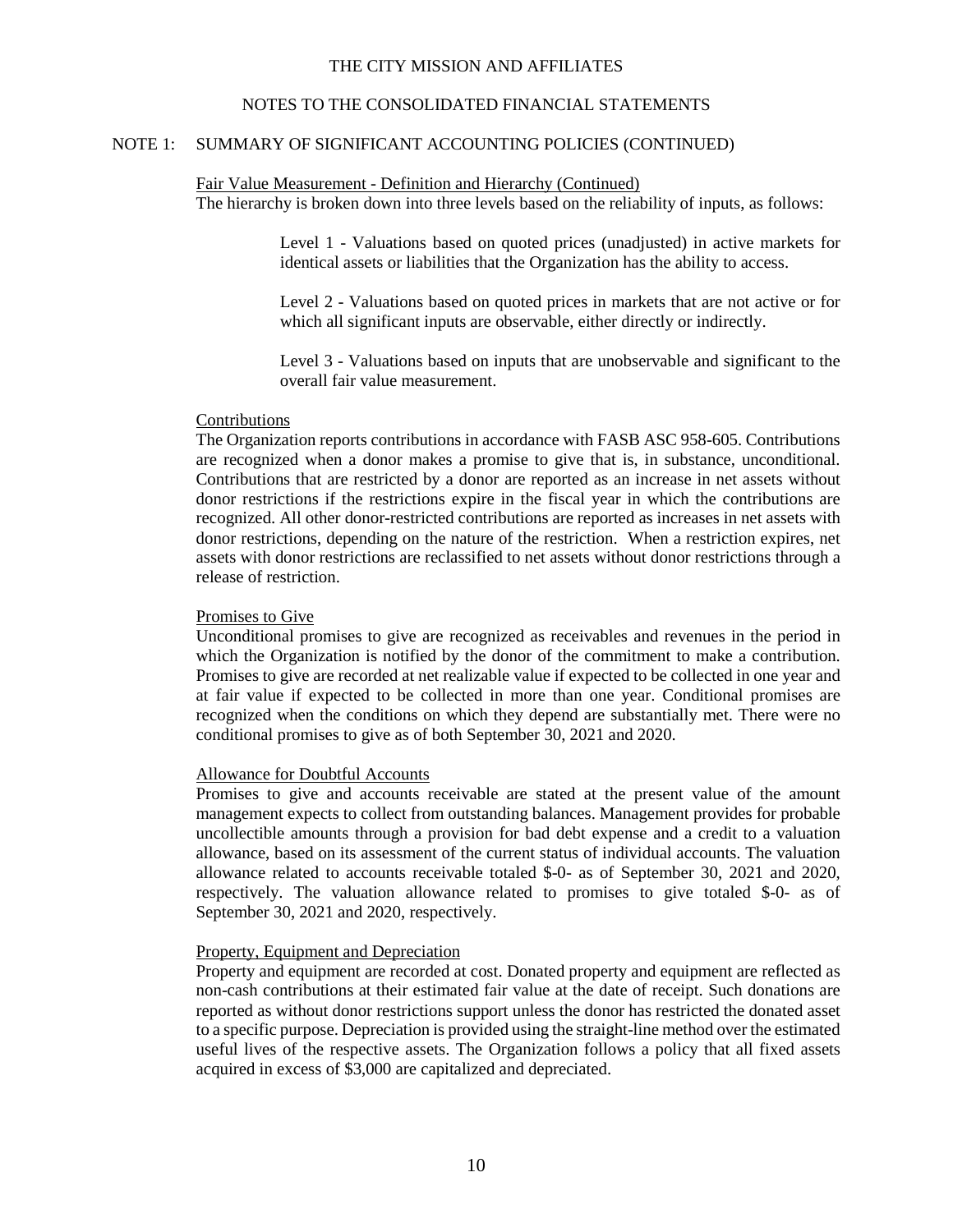THE CITY MISSION AND AFFILIATES

NOTES TO THE CONSOLIDATED FINANCIAL STATEMENTS

NOTE 1: SUMMARY OF SIGNIFICANT ACCOUNTING POLICIES (CONTINUED)

Fair Value Measurement - Definition and Hierarchy (Continued)

The hierarchy is broken down into three levels based on the reliability of inputs, as follows:

> Level 1 - Valuations based on quoted prices (unadjusted) in active markets for identical assets or liabilities that the Organization has the ability to access.
>
> Level 2 - Valuations based on quoted prices in markets that are not active or for which all significant inputs are observable, either directly or indirectly.
>
> Level 3 - Valuations based on inputs that are unobservable and significant to the overall fair value measurement.

Contributions

The Organization reports contributions in accordance with FASB ASC 958-605. Contributions are recognized when a donor makes a promise to give that is, in substance, unconditional. Contributions that are restricted by a donor are reported as an increase in net assets without donor restrictions if the restrictions expire in the fiscal year in which the contributions are recognized. All other donor-restricted contributions are reported as increases in net assets with donor restrictions, depending on the nature of the restriction. When a restriction expires, net assets with donor restrictions are reclassified to net assets without donor restrictions through a release of restriction.

Promises to Give

Unconditional promises to give are recognized as receivables and revenues in the period in which the Organization is notified by the donor of the commitment to make a contribution. Promises to give are recorded at net realizable value if expected to be collected in one year and at fair value if expected to be collected in more than one year. Conditional promises are recognized when the conditions on which they depend are substantially met. There were no conditional promises to give as of both September 30, 2021 and 2020.

Allowance for Doubtful Accounts

Promises to give and accounts receivable are stated at the present value of the amount management expects to collect from outstanding balances. Management provides for probable uncollectible amounts through a provision for bad debt expense and a credit to a valuation allowance, based on its assessment of the current status of individual accounts. The valuation allowance related to accounts receivable totaled $-0- as of September 30, 2021 and 2020, respectively. The valuation allowance related to promises to give totaled $-0- as of September 30, 2021 and 2020, respectively.

Property, Equipment and Depreciation

Property and equipment are recorded at cost. Donated property and equipment are reflected as non-cash contributions at their estimated fair value at the date of receipt. Such donations are reported as without donor restrictions support unless the donor has restricted the donated asset to a specific purpose. Depreciation is provided using the straight-line method over the estimated useful lives of the respective assets. The Organization follows a policy that all fixed assets acquired in excess of $3,000 are capitalized and depreciated.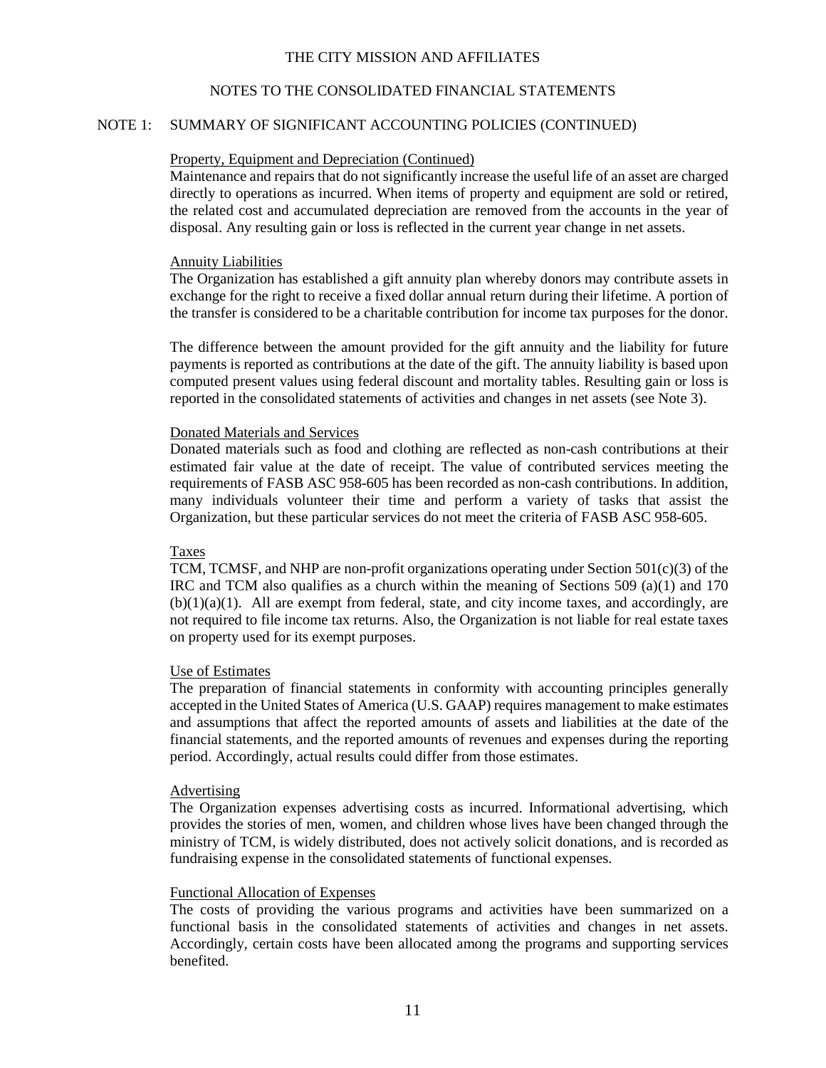THE CITY MISSION AND AFFILIATES

NOTES TO THE CONSOLIDATED FINANCIAL STATEMENTS

## NOTE 1: SUMMARY OF SIGNIFICANT ACCOUNTING POLICIES (CONTINUED)

### Property, Equipment and Depreciation (Continued)

Maintenance and repairs that do not significantly increase the useful life of an asset are charged directly to operations as incurred. When items of property and equipment are sold or retired, the related cost and accumulated depreciation are removed from the accounts in the year of disposal. Any resulting gain or loss is reflected in the current year change in net assets.

### Annuity Liabilities

The Organization has established a gift annuity plan whereby donors may contribute assets in exchange for the right to receive a fixed dollar annual return during their lifetime. A portion of the transfer is considered to be a charitable contribution for income tax purposes for the donor.

The difference between the amount provided for the gift annuity and the liability for future payments is reported as contributions at the date of the gift. The annuity liability is based upon computed present values using federal discount and mortality tables. Resulting gain or loss is reported in the consolidated statements of activities and changes in net assets (see Note 3).

### Donated Materials and Services

Donated materials such as food and clothing are reflected as non-cash contributions at their estimated fair value at the date of receipt. The value of contributed services meeting the requirements of FASB ASC 958-605 has been recorded as non-cash contributions. In addition, many individuals volunteer their time and perform a variety of tasks that assist the Organization, but these particular services do not meet the criteria of FASB ASC 958-605.

### Taxes

TCM, TCMSF, and NHP are non-profit organizations operating under Section 501(c)(3) of the IRC and TCM also qualifies as a church within the meaning of Sections 509 (a)(1) and 170 (b)(1)(a)(1). All are exempt from federal, state, and city income taxes, and accordingly, are not required to file income tax returns. Also, the Organization is not liable for real estate taxes on property used for its exempt purposes.

### Use of Estimates

The preparation of financial statements in conformity with accounting principles generally accepted in the United States of America (U.S. GAAP) requires management to make estimates and assumptions that affect the reported amounts of assets and liabilities at the date of the financial statements, and the reported amounts of revenues and expenses during the reporting period. Accordingly, actual results could differ from those estimates.

### Advertising

The Organization expenses advertising costs as incurred. Informational advertising, which provides the stories of men, women, and children whose lives have been changed through the ministry of TCM, is widely distributed, does not actively solicit donations, and is recorded as fundraising expense in the consolidated statements of functional expenses.

### Functional Allocation of Expenses

The costs of providing the various programs and activities have been summarized on a functional basis in the consolidated statements of activities and changes in net assets. Accordingly, certain costs have been allocated among the programs and supporting services benefited.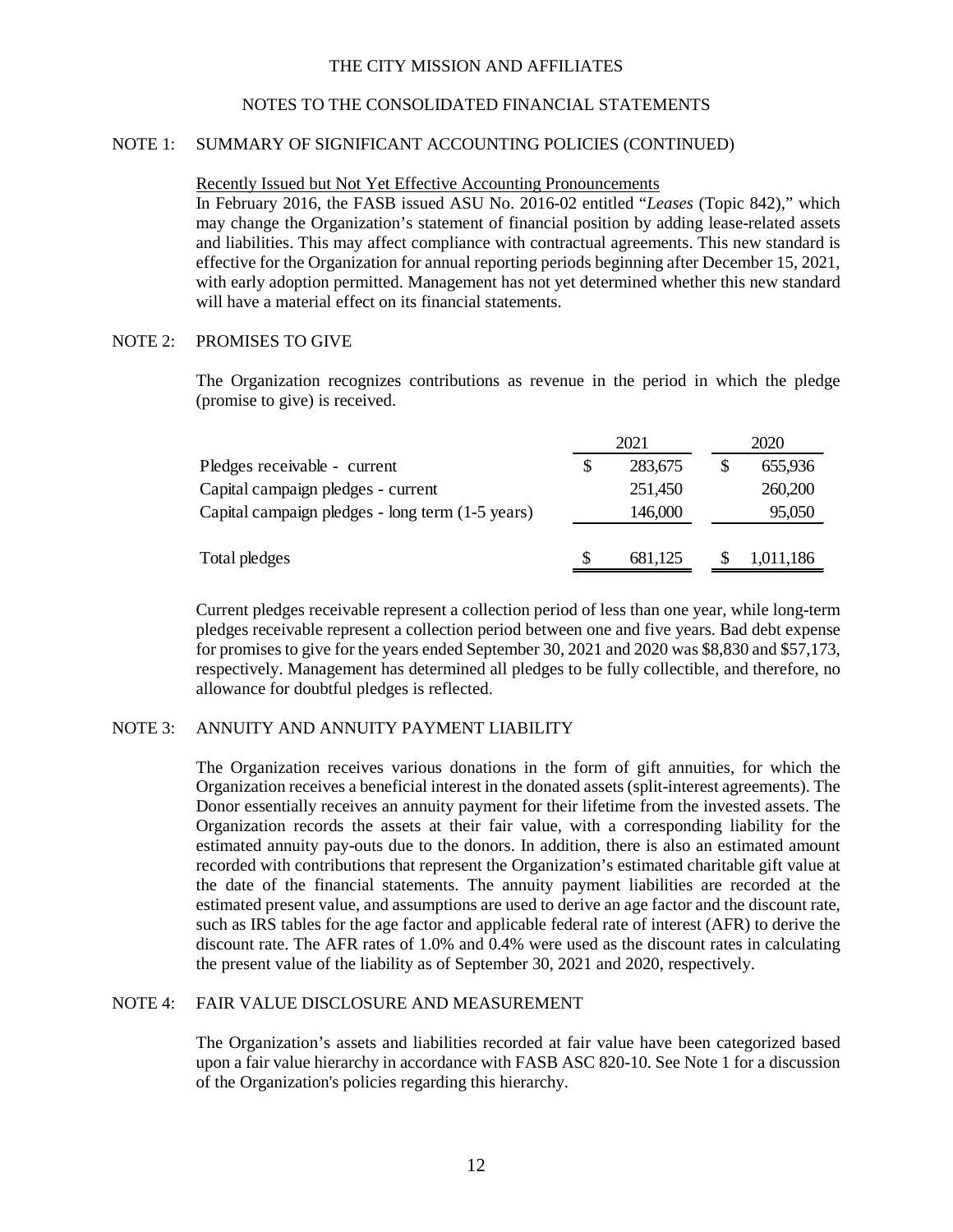THE CITY MISSION AND AFFILIATES

NOTES TO THE CONSOLIDATED FINANCIAL STATEMENTS

NOTE 1: SUMMARY OF SIGNIFICANT ACCOUNTING POLICIES (CONTINUED)

Recently Issued but Not Yet Effective Accounting Pronouncements

In February 2016, the FASB issued ASU No. 2016-02 entitled "*Leases* (Topic 842)," which may change the Organization's statement of financial position by adding lease-related assets and liabilities. This may affect compliance with contractual agreements. This new standard is effective for the Organization for annual reporting periods beginning after December 15, 2021, with early adoption permitted. Management has not yet determined whether this new standard will have a material effect on its financial statements.

NOTE 2: PROMISES TO GIVE

The Organization recognizes contributions as revenue in the period in which the pledge (promise to give) is received.

| | 2021 | 2020 |
|---|---|---|
| Pledges receivable - current | $ 283,675 | $ 655,936 |
| Capital campaign pledges - current | 251,450 | 260,200 |
| Capital campaign pledges - long term (1-5 years) | 146,000 | 95,050 |
| Total pledges | $ 681,125 | $ 1,011,186 |

Current pledges receivable represent a collection period of less than one year, while long-term pledges receivable represent a collection period between one and five years. Bad debt expense for promises to give for the years ended September 30, 2021 and 2020 was $8,830 and $57,173, respectively. Management has determined all pledges to be fully collectible, and therefore, no allowance for doubtful pledges is reflected.

NOTE 3: ANNUITY AND ANNUITY PAYMENT LIABILITY

The Organization receives various donations in the form of gift annuities, for which the Organization receives a beneficial interest in the donated assets (split-interest agreements). The Donor essentially receives an annuity payment for their lifetime from the invested assets. The Organization records the assets at their fair value, with a corresponding liability for the estimated annuity pay-outs due to the donors. In addition, there is also an estimated amount recorded with contributions that represent the Organization's estimated charitable gift value at the date of the financial statements. The annuity payment liabilities are recorded at the estimated present value, and assumptions are used to derive an age factor and the discount rate, such as IRS tables for the age factor and applicable federal rate of interest (AFR) to derive the discount rate. The AFR rates of 1.0% and 0.4% were used as the discount rates in calculating the present value of the liability as of September 30, 2021 and 2020, respectively.

NOTE 4: FAIR VALUE DISCLOSURE AND MEASUREMENT

The Organization's assets and liabilities recorded at fair value have been categorized based upon a fair value hierarchy in accordance with FASB ASC 820-10. See Note 1 for a discussion of the Organization's policies regarding this hierarchy.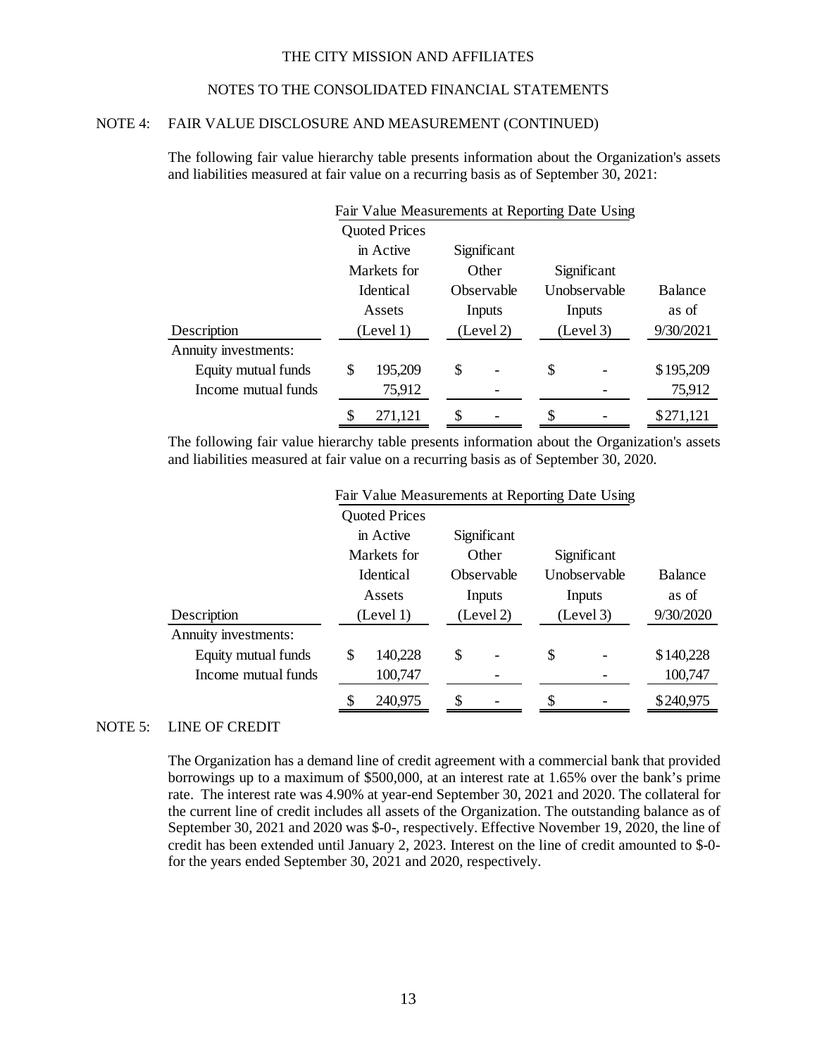THE CITY MISSION AND AFFILIATES

NOTES TO THE CONSOLIDATED FINANCIAL STATEMENTS

## NOTE 4: FAIR VALUE DISCLOSURE AND MEASUREMENT (CONTINUED)

The following fair value hierarchy table presents information about the Organization's assets and liabilities measured at fair value on a recurring basis as of September 30, 2021:

| | Fair Value Measurements at Reporting Date Using | | | |
|---|---|---|---|---|
| Description | Quoted Prices in Active Markets for Identical Assets (Level 1) | Significant Other Observable Inputs (Level 2) | Significant Unobservable Inputs (Level 3) | Balance as of 9/30/2021 |
| Annuity investments: | | | | |
| Equity mutual funds | $ 195,209 | $ - | $ - | $195,209 |
| Income mutual funds | 75,912 | - | - | 75,912 |
| | $ 271,121 | $ - | $ - | $271,121 |

The following fair value hierarchy table presents information about the Organization's assets and liabilities measured at fair value on a recurring basis as of September 30, 2020.

| | Fair Value Measurements at Reporting Date Using | | | |
|---|---|---|---|---|
| Description | Quoted Prices in Active Markets for Identical Assets (Level 1) | Significant Other Observable Inputs (Level 2) | Significant Unobservable Inputs (Level 3) | Balance as of 9/30/2020 |
| Annuity investments: | | | | |
| Equity mutual funds | $ 140,228 | $ - | $ - | $140,228 |
| Income mutual funds | 100,747 | - | - | 100,747 |
| | $ 240,975 | $ - | $ - | $240,975 |

## NOTE 5: LINE OF CREDIT

The Organization has a demand line of credit agreement with a commercial bank that provided borrowings up to a maximum of $500,000, at an interest rate at 1.65% over the bank's prime rate. The interest rate was 4.90% at year-end September 30, 2021 and 2020. The collateral for the current line of credit includes all assets of the Organization. The outstanding balance as of September 30, 2021 and 2020 was $-0-, respectively. Effective November 19, 2020, the line of credit has been extended until January 2, 2023. Interest on the line of credit amounted to $-0- for the years ended September 30, 2021 and 2020, respectively.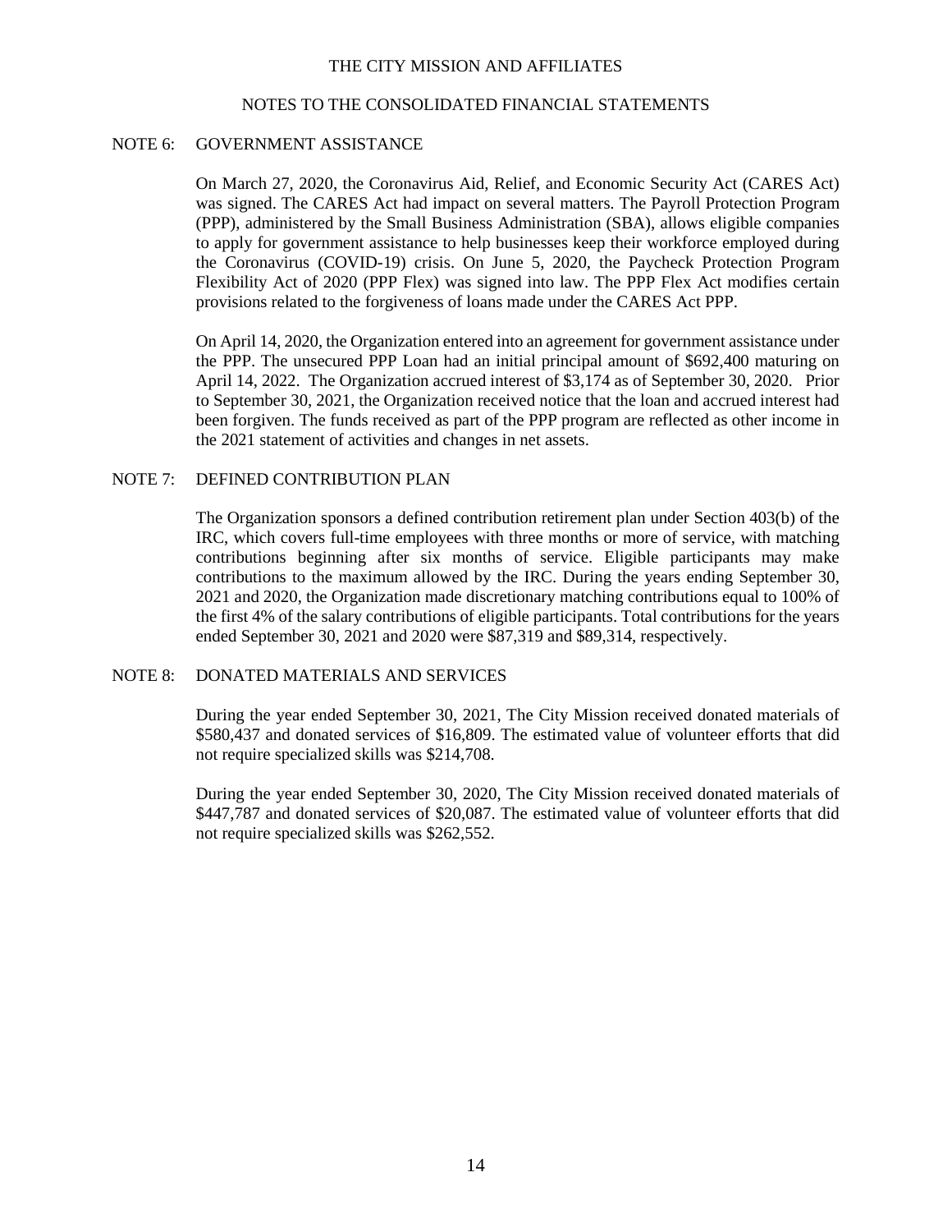THE CITY MISSION AND AFFILIATES

NOTES TO THE CONSOLIDATED FINANCIAL STATEMENTS

## NOTE 6: GOVERNMENT ASSISTANCE

On March 27, 2020, the Coronavirus Aid, Relief, and Economic Security Act (CARES Act) was signed. The CARES Act had impact on several matters. The Payroll Protection Program (PPP), administered by the Small Business Administration (SBA), allows eligible companies to apply for government assistance to help businesses keep their workforce employed during the Coronavirus (COVID-19) crisis. On June 5, 2020, the Paycheck Protection Program Flexibility Act of 2020 (PPP Flex) was signed into law. The PPP Flex Act modifies certain provisions related to the forgiveness of loans made under the CARES Act PPP.

On April 14, 2020, the Organization entered into an agreement for government assistance under the PPP. The unsecured PPP Loan had an initial principal amount of $692,400 maturing on April 14, 2022. The Organization accrued interest of $3,174 as of September 30, 2020. Prior to September 30, 2021, the Organization received notice that the loan and accrued interest had been forgiven. The funds received as part of the PPP program are reflected as other income in the 2021 statement of activities and changes in net assets.

## NOTE 7: DEFINED CONTRIBUTION PLAN

The Organization sponsors a defined contribution retirement plan under Section 403(b) of the IRC, which covers full-time employees with three months or more of service, with matching contributions beginning after six months of service. Eligible participants may make contributions to the maximum allowed by the IRC. During the years ending September 30, 2021 and 2020, the Organization made discretionary matching contributions equal to 100% of the first 4% of the salary contributions of eligible participants. Total contributions for the years ended September 30, 2021 and 2020 were $87,319 and $89,314, respectively.

## NOTE 8: DONATED MATERIALS AND SERVICES

During the year ended September 30, 2021, The City Mission received donated materials of $580,437 and donated services of $16,809. The estimated value of volunteer efforts that did not require specialized skills was $214,708.

During the year ended September 30, 2020, The City Mission received donated materials of $447,787 and donated services of $20,087. The estimated value of volunteer efforts that did not require specialized skills was $262,552.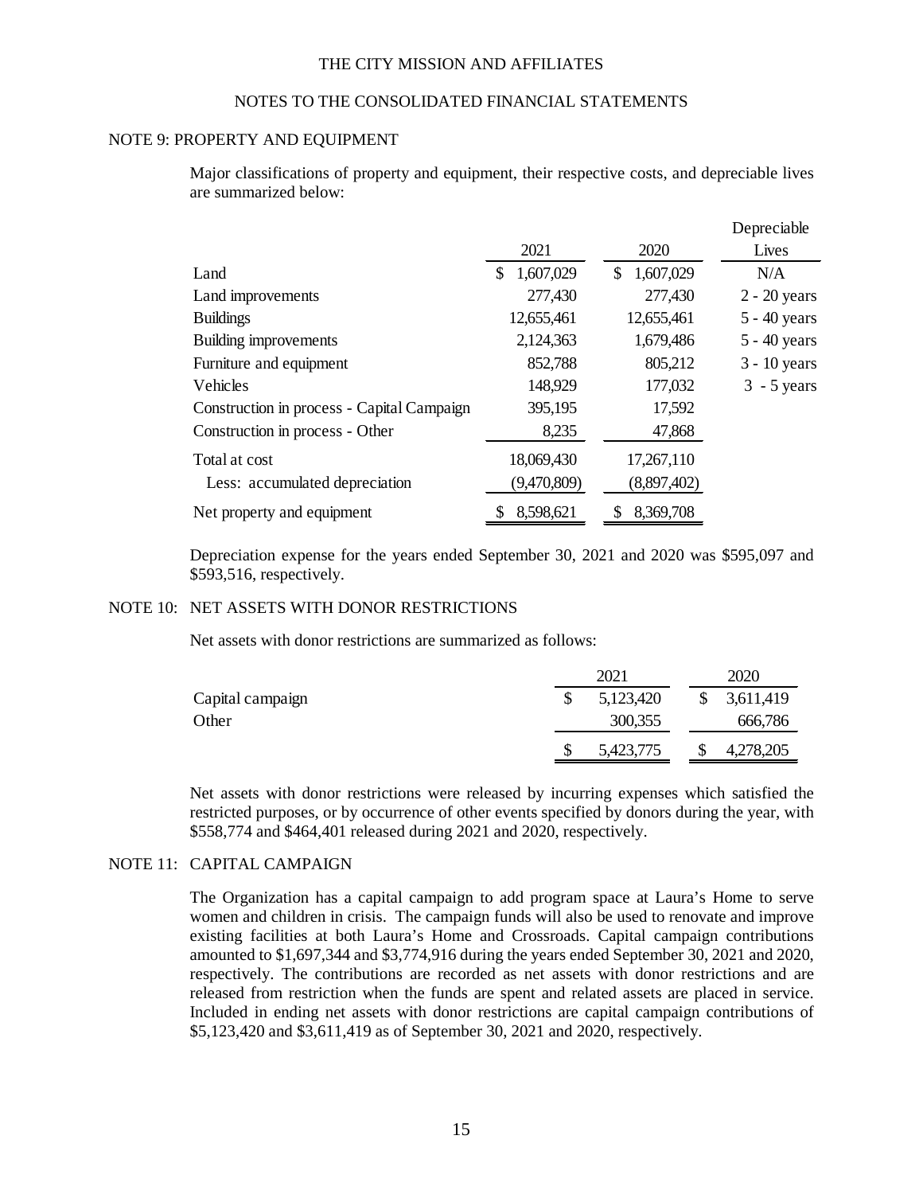THE CITY MISSION AND AFFILIATES

NOTES TO THE CONSOLIDATED FINANCIAL STATEMENTS

## NOTE 9: PROPERTY AND EQUIPMENT

Major classifications of property and equipment, their respective costs, and depreciable lives are summarized below:

| | 2021 | 2020 | Depreciable Lives |
|---|---|---|---|
| Land | $ 1,607,029 | $ 1,607,029 | N/A |
| Land improvements | 277,430 | 277,430 | 2 - 20 years |
| Buildings | 12,655,461 | 12,655,461 | 5 - 40 years |
| Building improvements | 2,124,363 | 1,679,486 | 5 - 40 years |
| Furniture and equipment | 852,788 | 805,212 | 3 - 10 years |
| Vehicles | 148,929 | 177,032 | 3 - 5 years |
| Construction in process - Capital Campaign | 395,195 | 17,592 | |
| Construction in process - Other | 8,235 | 47,868 | |
| Total at cost | 18,069,430 | 17,267,110 | |
| Less: accumulated depreciation | (9,470,809) | (8,897,402) | |
| Net property and equipment | $ 8,598,621 | $ 8,369,708 | |

Depreciation expense for the years ended September 30, 2021 and 2020 was $595,097 and $593,516, respectively.

## NOTE 10: NET ASSETS WITH DONOR RESTRICTIONS

Net assets with donor restrictions are summarized as follows:

| | 2021 | 2020 |
|---|---|---|
| Capital campaign | $ 5,123,420 | $ 3,611,419 |
| Other | 300,355 | 666,786 |
| | $ 5,423,775 | $ 4,278,205 |

Net assets with donor restrictions were released by incurring expenses which satisfied the restricted purposes, or by occurrence of other events specified by donors during the year, with $558,774 and $464,401 released during 2021 and 2020, respectively.

## NOTE 11: CAPITAL CAMPAIGN

The Organization has a capital campaign to add program space at Laura's Home to serve women and children in crisis. The campaign funds will also be used to renovate and improve existing facilities at both Laura's Home and Crossroads. Capital campaign contributions amounted to $1,697,344 and $3,774,916 during the years ended September 30, 2021 and 2020, respectively. The contributions are recorded as net assets with donor restrictions and are released from restriction when the funds are spent and related assets are placed in service. Included in ending net assets with donor restrictions are capital campaign contributions of $5,123,420 and $3,611,419 as of September 30, 2021 and 2020, respectively.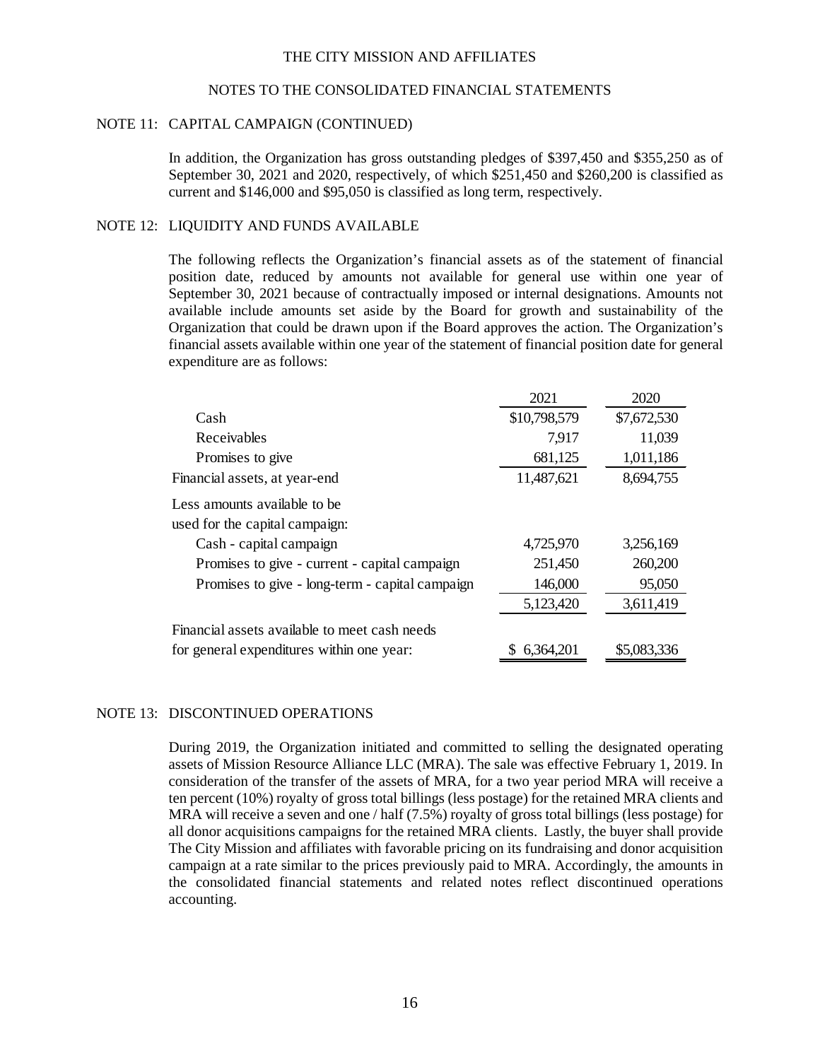# THE CITY MISSION AND AFFILIATES

## NOTES TO THE CONSOLIDATED FINANCIAL STATEMENTS

### NOTE 11: CAPITAL CAMPAIGN (CONTINUED)

In addition, the Organization has gross outstanding pledges of $397,450 and $355,250 as of September 30, 2021 and 2020, respectively, of which $251,450 and $260,200 is classified as current and $146,000 and $95,050 is classified as long term, respectively.

### NOTE 12: LIQUIDITY AND FUNDS AVAILABLE

The following reflects the Organization's financial assets as of the statement of financial position date, reduced by amounts not available for general use within one year of September 30, 2021 because of contractually imposed or internal designations. Amounts not available include amounts set aside by the Board for growth and sustainability of the Organization that could be drawn upon if the Board approves the action. The Organization's financial assets available within one year of the statement of financial position date for general expenditure are as follows:

| | 2021 | 2020 |
|---|---|---|
| Cash | $10,798,579 | $7,672,530 |
| Receivables | 7,917 | 11,039 |
| Promises to give | 681,125 | 1,011,186 |
| Financial assets, at year-end | 11,487,621 | 8,694,755 |
| Less amounts available to be used for the capital campaign: | | |
| Cash - capital campaign | 4,725,970 | 3,256,169 |
| Promises to give - current - capital campaign | 251,450 | 260,200 |
| Promises to give - long-term - capital campaign | 146,000 | 95,050 |
| | 5,123,420 | 3,611,419 |
| Financial assets available to meet cash needs for general expenditures within one year: | $ 6,364,201 | $5,083,336 |

### NOTE 13: DISCONTINUED OPERATIONS

During 2019, the Organization initiated and committed to selling the designated operating assets of Mission Resource Alliance LLC (MRA). The sale was effective February 1, 2019. In consideration of the transfer of the assets of MRA, for a two year period MRA will receive a ten percent (10%) royalty of gross total billings (less postage) for the retained MRA clients and MRA will receive a seven and one / half (7.5%) royalty of gross total billings (less postage) for all donor acquisitions campaigns for the retained MRA clients. Lastly, the buyer shall provide The City Mission and affiliates with favorable pricing on its fundraising and donor acquisition campaign at a rate similar to the prices previously paid to MRA. Accordingly, the amounts in the consolidated financial statements and related notes reflect discontinued operations accounting.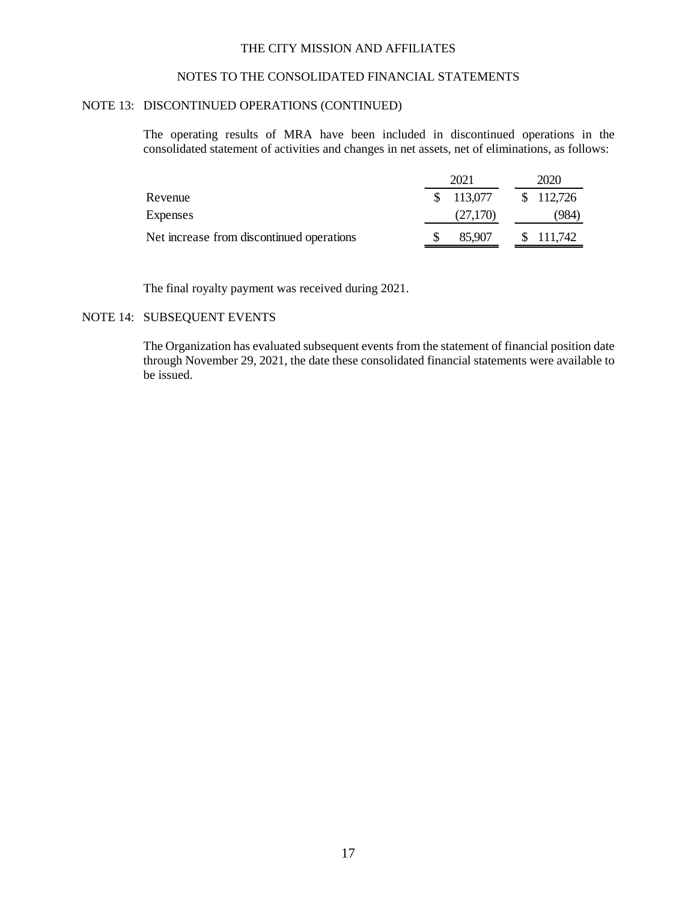# THE CITY MISSION AND AFFILIATES

## NOTES TO THE CONSOLIDATED FINANCIAL STATEMENTS

### NOTE 13: DISCONTINUED OPERATIONS (CONTINUED)

The operating results of MRA have been included in discontinued operations in the consolidated statement of activities and changes in net assets, net of eliminations, as follows:

| | 2021 | 2020 |
|---|---|---|
| Revenue | $ 113,077 | $ 112,726 |
| Expenses | (27,170) | (984) |
| Net increase from discontinued operations | $ 85,907 | $ 111,742 |

The final royalty payment was received during 2021.

### NOTE 14: SUBSEQUENT EVENTS

The Organization has evaluated subsequent events from the statement of financial position date through November 29, 2021, the date these consolidated financial statements were available to be issued.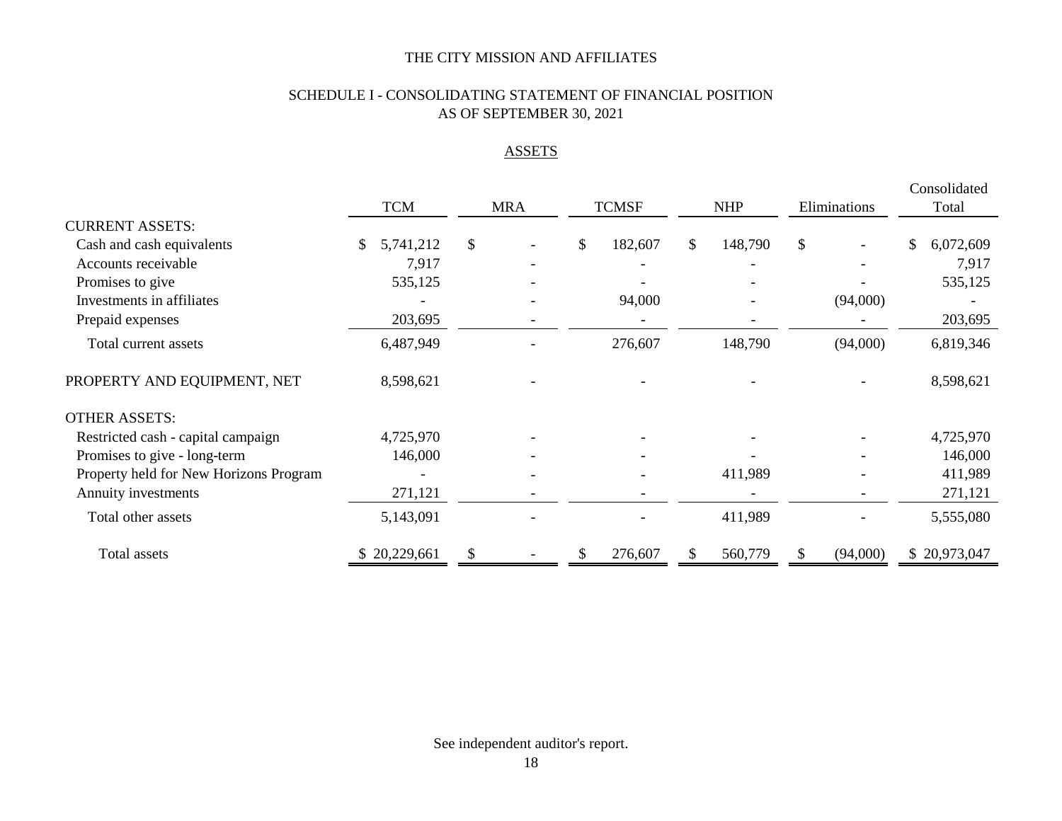# THE CITY MISSION AND AFFILIATES

## SCHEDULE I - CONSOLIDATING STATEMENT OF FINANCIAL POSITION
## AS OF SEPTEMBER 30, 2021

### ASSETS

| | TCM | MRA | TCMSF | NHP | Eliminations | Consolidated Total |
|---|---|---|---|---|---|---|
| CURRENT ASSETS: | | | | | | |
| Cash and cash equivalents | $ 5,741,212 | $ - | $ 182,607 | $ 148,790 | $ - | $ 6,072,609 |
| Accounts receivable | 7,917 | - | - | - | - | 7,917 |
| Promises to give | 535,125 | - | - | - | - | 535,125 |
| Investments in affiliates | - | - | 94,000 | - | (94,000) | - |
| Prepaid expenses | 203,695 | - | - | - | - | 203,695 |
| Total current assets | 6,487,949 | - | 276,607 | 148,790 | (94,000) | 6,819,346 |
| PROPERTY AND EQUIPMENT, NET | 8,598,621 | - | - | - | - | 8,598,621 |
| OTHER ASSETS: | | | | | | |
| Restricted cash - capital campaign | 4,725,970 | - | - | - | - | 4,725,970 |
| Promises to give - long-term | 146,000 | - | - | - | - | 146,000 |
| Property held for New Horizons Program | - | - | - | 411,989 | - | 411,989 |
| Annuity investments | 271,121 | - | - | - | - | 271,121 |
| Total other assets | 5,143,091 | - | - | 411,989 | - | 5,555,080 |
| Total assets | $ 20,229,661 | $ - | $ 276,607 | $ 560,779 | $ (94,000) | $ 20,973,047 |

See independent auditor's report.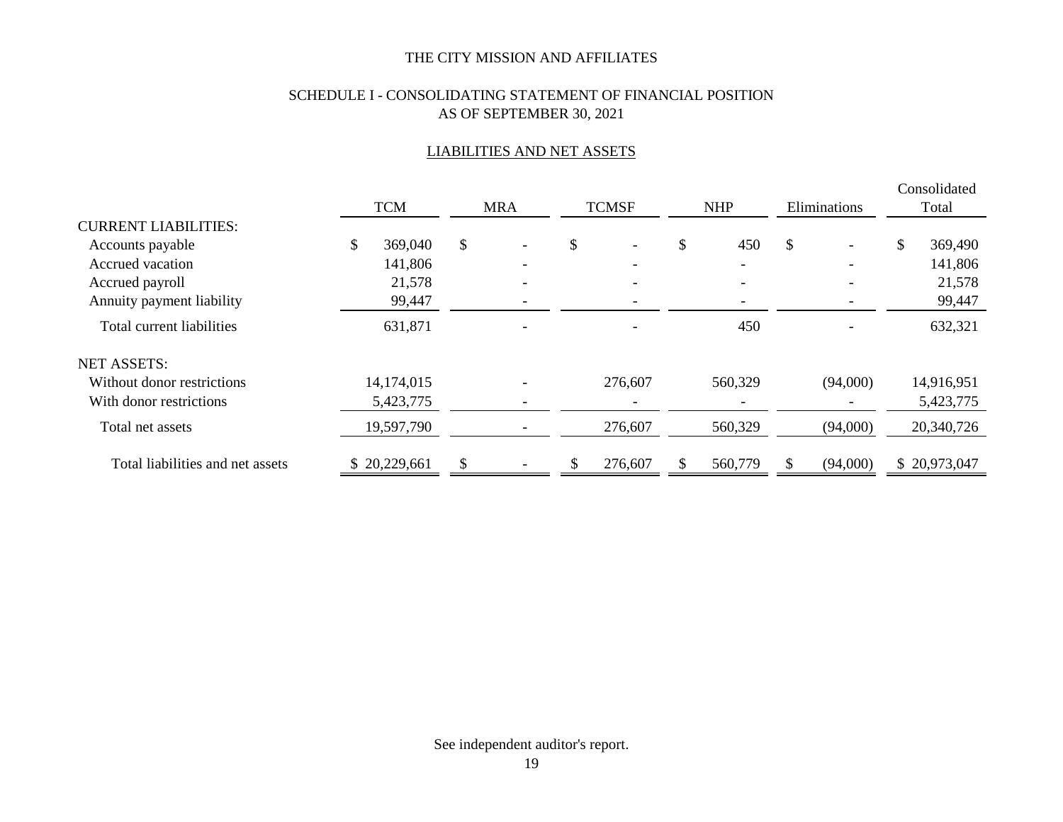# THE CITY MISSION AND AFFILIATES

## SCHEDULE I - CONSOLIDATING STATEMENT OF FINANCIAL POSITION
## AS OF SEPTEMBER 30, 2021

### LIABILITIES AND NET ASSETS

| | TCM | MRA | TCMSF | NHP | Eliminations | Consolidated Total |
|---|---|---|---|---|---|---|
| CURRENT LIABILITIES: | | | | | | |
| Accounts payable | $ 369,040 | $ - | $ - | $ 450 | $ - | $ 369,490 |
| Accrued vacation | 141,806 | - | - | - | - | 141,806 |
| Accrued payroll | 21,578 | - | - | - | - | 21,578 |
| Annuity payment liability | 99,447 | - | - | - | - | 99,447 |
| Total current liabilities | 631,871 | - | - | 450 | - | 632,321 |
| NET ASSETS: | | | | | | |
| Without donor restrictions | 14,174,015 | - | 276,607 | 560,329 | (94,000) | 14,916,951 |
| With donor restrictions | 5,423,775 | - | - | - | - | 5,423,775 |
| Total net assets | 19,597,790 | - | 276,607 | 560,329 | (94,000) | 20,340,726 |
| Total liabilities and net assets | $ 20,229,661 | $ - | $ 276,607 | $ 560,779 | $ (94,000) | $ 20,973,047 |

See independent auditor's report.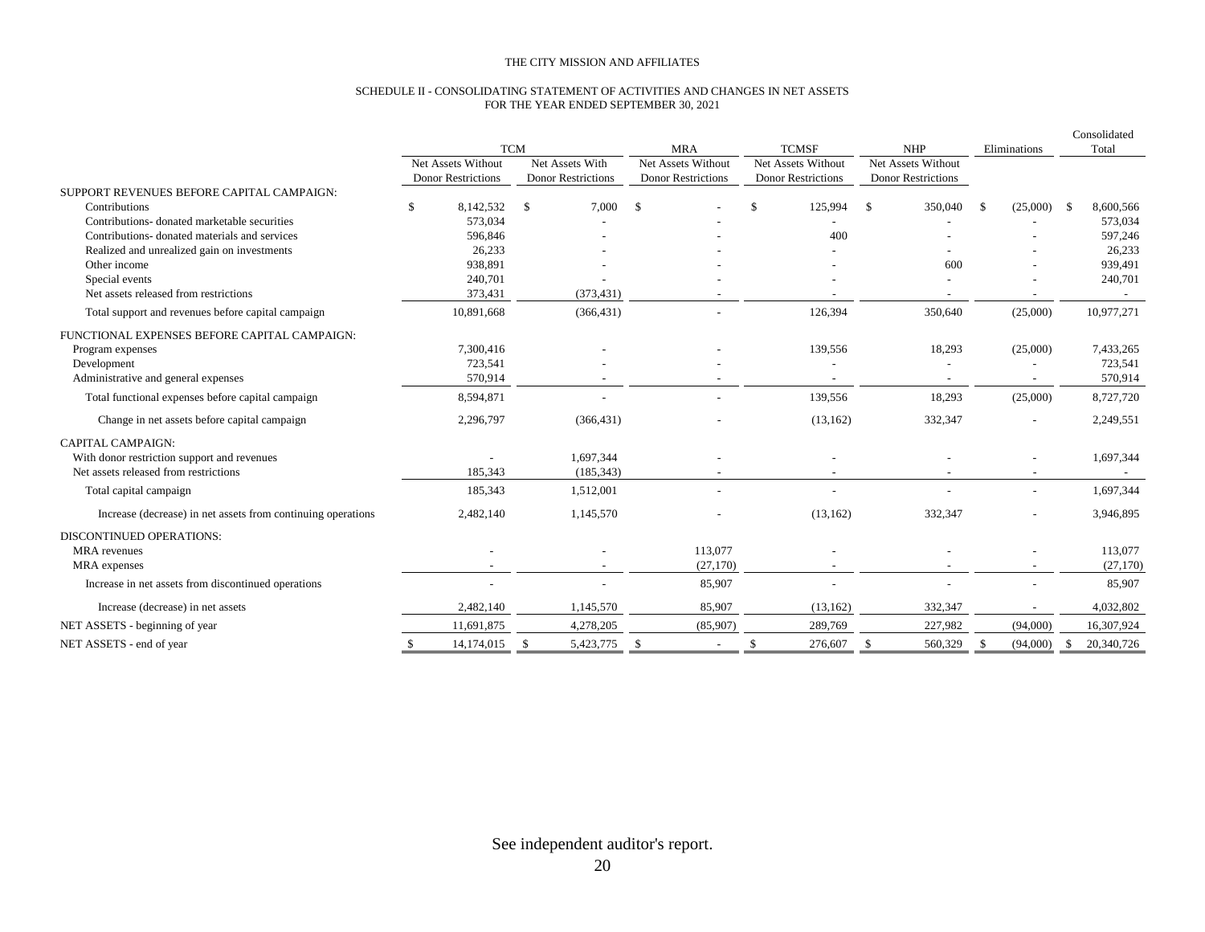THE CITY MISSION AND AFFILIATES

SCHEDULE II - CONSOLIDATING STATEMENT OF ACTIVITIES AND CHANGES IN NET ASSETS
FOR THE YEAR ENDED SEPTEMBER 30, 2021

| | TCM | | MRA | TCMSF | NHP | Eliminations | Consolidated Total |
|---|---|---|---|---|---|---|---|
| | Net Assets Without Donor Restrictions | Net Assets With Donor Restrictions | Net Assets Without Donor Restrictions | Net Assets Without Donor Restrictions | Net Assets Without Donor Restrictions | | |
| SUPPORT REVENUES BEFORE CAPITAL CAMPAIGN: | | | | | | | |
| Contributions | $ 8,142,532 | $ 7,000 | $ - | $ 125,994 | $ 350,040 | $ (25,000) | $ 8,600,566 |
| Contributions- donated marketable securities | 573,034 | - | - | - | - | - | 573,034 |
| Contributions- donated materials and services | 596,846 | - | - | 400 | - | - | 597,246 |
| Realized and unrealized gain on investments | 26,233 | - | - | - | - | - | 26,233 |
| Other income | 938,891 | - | - | - | 600 | - | 939,491 |
| Special events | 240,701 | - | - | - | - | - | 240,701 |
| Net assets released from restrictions | 373,431 | (373,431) | - | - | - | - | - |
| Total support and revenues before capital campaign | 10,891,668 | (366,431) | - | 126,394 | 350,640 | (25,000) | 10,977,271 |
| FUNCTIONAL EXPENSES BEFORE CAPITAL CAMPAIGN: | | | | | | | |
| Program expenses | 7,300,416 | - | - | 139,556 | 18,293 | (25,000) | 7,433,265 |
| Development | 723,541 | - | - | - | - | - | 723,541 |
| Administrative and general expenses | 570,914 | - | - | - | - | - | 570,914 |
| Total functional expenses before capital campaign | 8,594,871 | - | - | 139,556 | 18,293 | (25,000) | 8,727,720 |
| Change in net assets before capital campaign | 2,296,797 | (366,431) | - | (13,162) | 332,347 | - | 2,249,551 |
| CAPITAL CAMPAIGN: | | | | | | | |
| With donor restriction support and revenues | - | 1,697,344 | - | - | - | - | 1,697,344 |
| Net assets released from restrictions | 185,343 | (185,343) | - | - | - | - | - |
| Total capital campaign | 185,343 | 1,512,001 | - | - | - | - | 1,697,344 |
| Increase (decrease) in net assets from continuing operations | 2,482,140 | 1,145,570 | - | (13,162) | 332,347 | - | 3,946,895 |
| DISCONTINUED OPERATIONS: | | | | | | | |
| MRA revenues | - | - | 113,077 | - | - | - | 113,077 |
| MRA expenses | - | - | (27,170) | - | - | - | (27,170) |
| Increase in net assets from discontinued operations | - | - | 85,907 | - | - | - | 85,907 |
| Increase (decrease) in net assets | 2,482,140 | 1,145,570 | 85,907 | (13,162) | 332,347 | - | 4,032,802 |
| NET ASSETS - beginning of year | 11,691,875 | 4,278,205 | (85,907) | 289,769 | 227,982 | (94,000) | 16,307,924 |
| NET ASSETS - end of year | $ 14,174,015 | $ 5,423,775 | $ - | $ 276,607 | $ 560,329 | $ (94,000) | $ 20,340,726 |

See independent auditor's report.